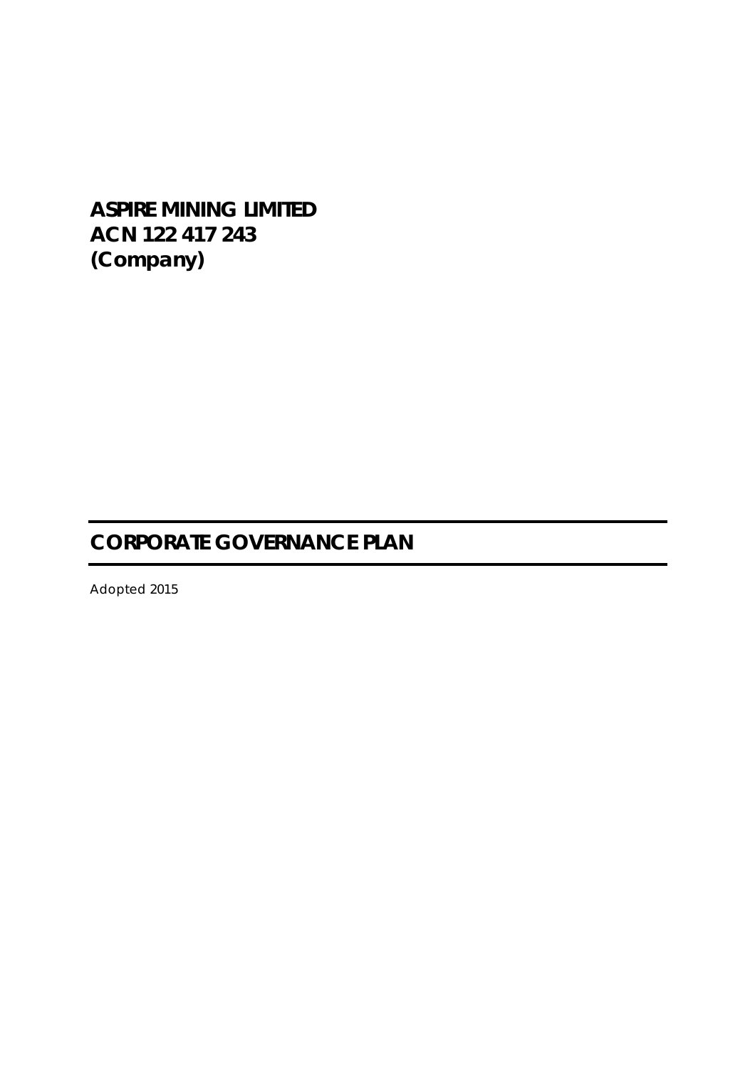**ASPIRE MINING LIMITED**
**ACN 122 417 243**
**(Company)**

# CORPORATE GOVERNANCE PLAN

Adopted 2015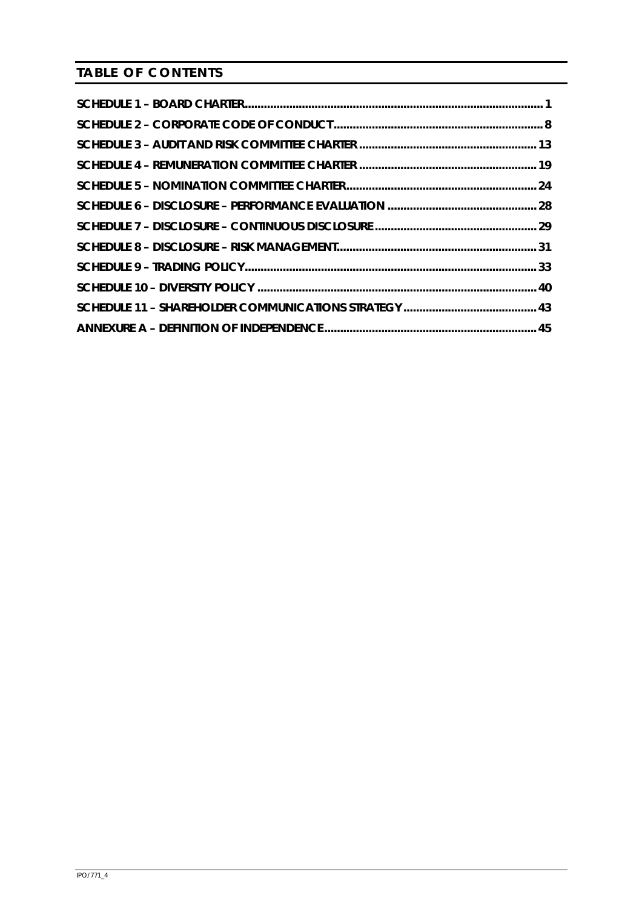# TABLE OF CONTENTS

| | |
|---|---|
| **SCHEDULE 1 – BOARD CHARTER** | **1** |
| **SCHEDULE 2 – CORPORATE CODE OF CONDUCT** | **8** |
| **SCHEDULE 3 – AUDIT AND RISK COMMITTEE CHARTER** | **13** |
| **SCHEDULE 4 – REMUNERATION COMMITTEE CHARTER** | **19** |
| **SCHEDULE 5 – NOMINATION COMMITTEE CHARTER** | **24** |
| **SCHEDULE 6 – DISCLOSURE – PERFORMANCE EVALUATION** | **28** |
| **SCHEDULE 7 – DISCLOSURE – CONTINUOUS DISCLOSURE** | **29** |
| **SCHEDULE 8 – DISCLOSURE – RISK MANAGEMENT** | **31** |
| **SCHEDULE 9 – TRADING POLICY** | **33** |
| **SCHEDULE 10 – DIVERSITY POLICY** | **40** |
| **SCHEDULE 11 – SHAREHOLDER COMMUNICATIONS STRATEGY** | **43** |
| **ANNEXURE A – DEFINITION OF INDEPENDENCE** | **45** |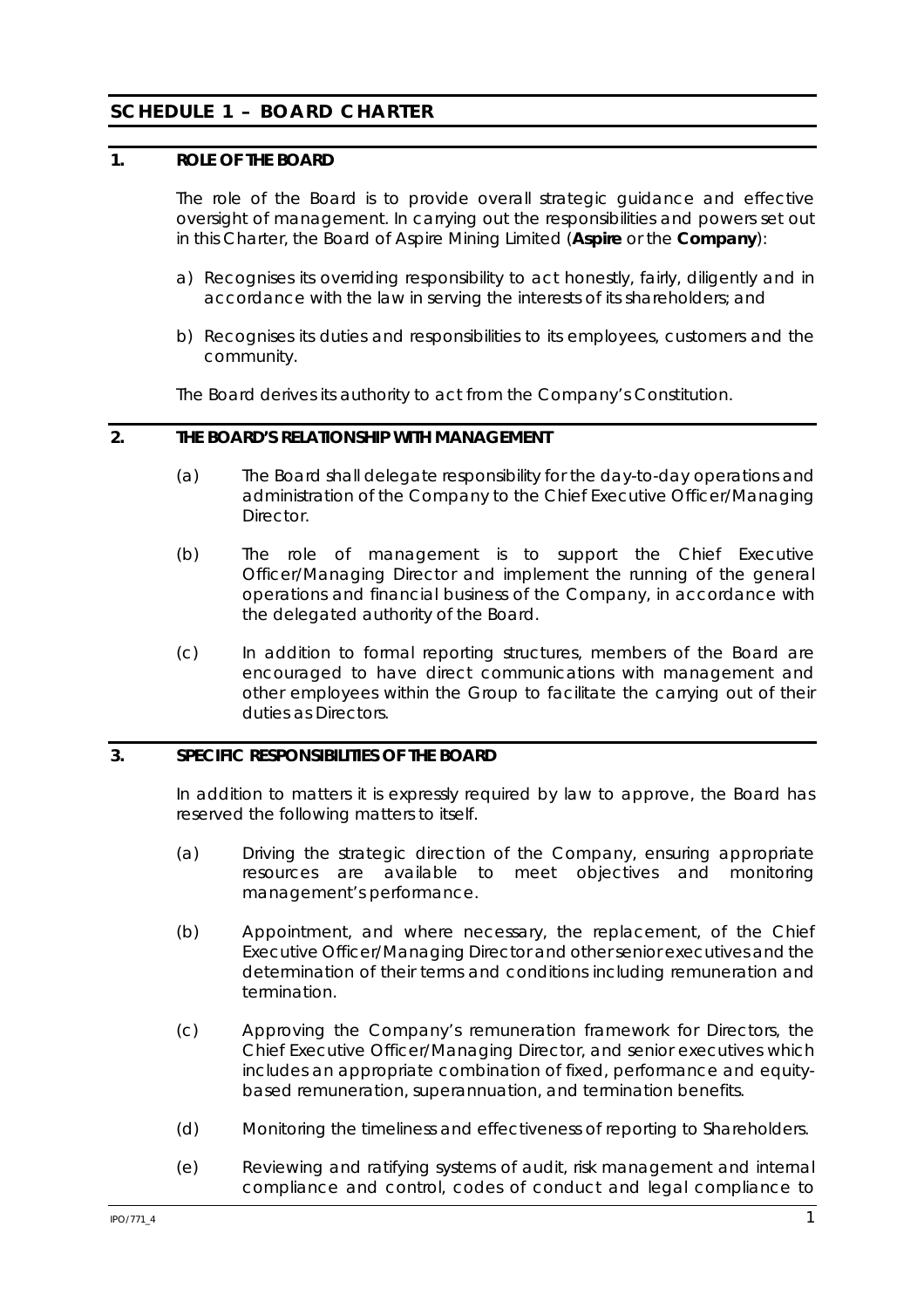# SCHEDULE 1 – BOARD CHARTER

## 1. ROLE OF THE BOARD

The role of the Board is to provide overall strategic guidance and effective oversight of management. In carrying out the responsibilities and powers set out in this Charter, the Board of Aspire Mining Limited (**Aspire** or the **Company**):

a) Recognises its overriding responsibility to act honestly, fairly, diligently and in accordance with the law in serving the interests of its shareholders; and

b) Recognises its duties and responsibilities to its employees, customers and the community.

The Board derives its authority to act from the Company's Constitution.

## 2. THE BOARD'S RELATIONSHIP WITH MANAGEMENT

(a) The Board shall delegate responsibility for the day-to-day operations and administration of the Company to the Chief Executive Officer/Managing Director.

(b) The role of management is to support the Chief Executive Officer/Managing Director and implement the running of the general operations and financial business of the Company, in accordance with the delegated authority of the Board.

(c) In addition to formal reporting structures, members of the Board are encouraged to have direct communications with management and other employees within the Group to facilitate the carrying out of their duties as Directors.

## 3. SPECIFIC RESPONSIBILITIES OF THE BOARD

In addition to matters it is expressly required by law to approve, the Board has reserved the following matters to itself.

(a) Driving the strategic direction of the Company, ensuring appropriate resources are available to meet objectives and monitoring management's performance.

(b) Appointment, and where necessary, the replacement, of the Chief Executive Officer/Managing Director and other senior executives and the determination of their terms and conditions including remuneration and termination.

(c) Approving the Company's remuneration framework for Directors, the Chief Executive Officer/Managing Director, and senior executives which includes an appropriate combination of fixed, performance and equity-based remuneration, superannuation, and termination benefits.

(d) Monitoring the timeliness and effectiveness of reporting to Shareholders.

(e) Reviewing and ratifying systems of audit, risk management and internal compliance and control, codes of conduct and legal compliance to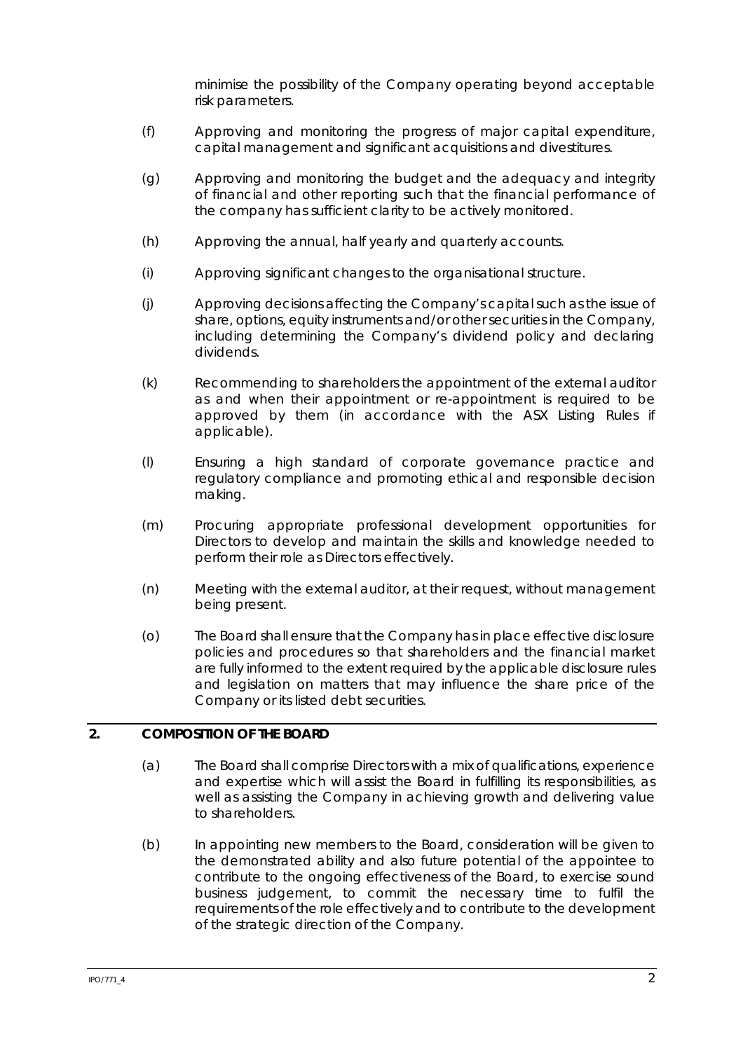minimise the possibility of the Company operating beyond acceptable risk parameters.

(f) Approving and monitoring the progress of major capital expenditure, capital management and significant acquisitions and divestitures.

(g) Approving and monitoring the budget and the adequacy and integrity of financial and other reporting such that the financial performance of the company has sufficient clarity to be actively monitored.

(h) Approving the annual, half yearly and quarterly accounts.

(i) Approving significant changes to the organisational structure.

(j) Approving decisions affecting the Company's capital such as the issue of share, options, equity instruments and/or other securities in the Company, including determining the Company's dividend policy and declaring dividends.

(k) Recommending to shareholders the appointment of the external auditor as and when their appointment or re-appointment is required to be approved by them (in accordance with the ASX Listing Rules if applicable).

(l) Ensuring a high standard of corporate governance practice and regulatory compliance and promoting ethical and responsible decision making.

(m) Procuring appropriate professional development opportunities for Directors to develop and maintain the skills and knowledge needed to perform their role as Directors effectively.

(n) Meeting with the external auditor, at their request, without management being present.

(o) The Board shall ensure that the Company has in place effective disclosure policies and procedures so that shareholders and the financial market are fully informed to the extent required by the applicable disclosure rules and legislation on matters that may influence the share price of the Company or its listed debt securities.

## 2. COMPOSITION OF THE BOARD

(a) The Board shall comprise Directors with a mix of qualifications, experience and expertise which will assist the Board in fulfilling its responsibilities, as well as assisting the Company in achieving growth and delivering value to shareholders.

(b) In appointing new members to the Board, consideration will be given to the demonstrated ability and also future potential of the appointee to contribute to the ongoing effectiveness of the Board, to exercise sound business judgement, to commit the necessary time to fulfil the requirements of the role effectively and to contribute to the development of the strategic direction of the Company.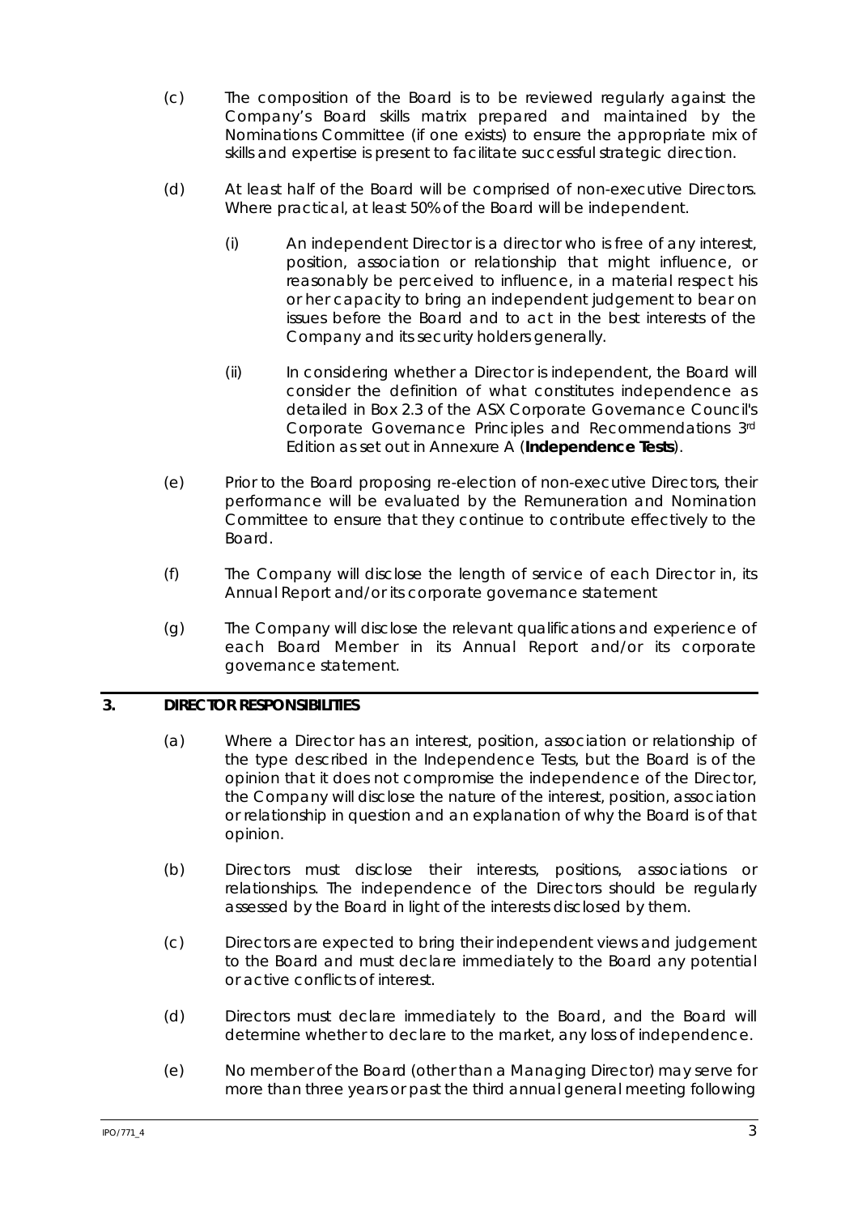(c) The composition of the Board is to be reviewed regularly against the Company's Board skills matrix prepared and maintained by the Nominations Committee (if one exists) to ensure the appropriate mix of skills and expertise is present to facilitate successful strategic direction.

(d) At least half of the Board will be comprised of non-executive Directors. Where practical, at least 50% of the Board will be independent.

  (i) An independent Director is a director who is free of any interest, position, association or relationship that might influence, or reasonably be perceived to influence, in a material respect his or her capacity to bring an independent judgement to bear on issues before the Board and to act in the best interests of the Company and its security holders generally.

  (ii) In considering whether a Director is independent, the Board will consider the definition of what constitutes independence as detailed in Box 2.3 of the ASX Corporate Governance Council's Corporate Governance Principles and Recommendations 3rd Edition as set out in Annexure A (**Independence Tests**).

(e) Prior to the Board proposing re-election of non-executive Directors, their performance will be evaluated by the Remuneration and Nomination Committee to ensure that they continue to contribute effectively to the Board.

(f) The Company will disclose the length of service of each Director in, its Annual Report and/or its corporate governance statement

(g) The Company will disclose the relevant qualifications and experience of each Board Member in its Annual Report and/or its corporate governance statement.

## 3. DIRECTOR RESPONSIBILITIES

(a) Where a Director has an interest, position, association or relationship of the type described in the Independence Tests, but the Board is of the opinion that it does not compromise the independence of the Director, the Company will disclose the nature of the interest, position, association or relationship in question and an explanation of why the Board is of that opinion.

(b) Directors must disclose their interests, positions, associations or relationships. The independence of the Directors should be regularly assessed by the Board in light of the interests disclosed by them.

(c) Directors are expected to bring their independent views and judgement to the Board and must declare immediately to the Board any potential or active conflicts of interest.

(d) Directors must declare immediately to the Board, and the Board will determine whether to declare to the market, any loss of independence.

(e) No member of the Board (other than a Managing Director) may serve for more than three years or past the third annual general meeting following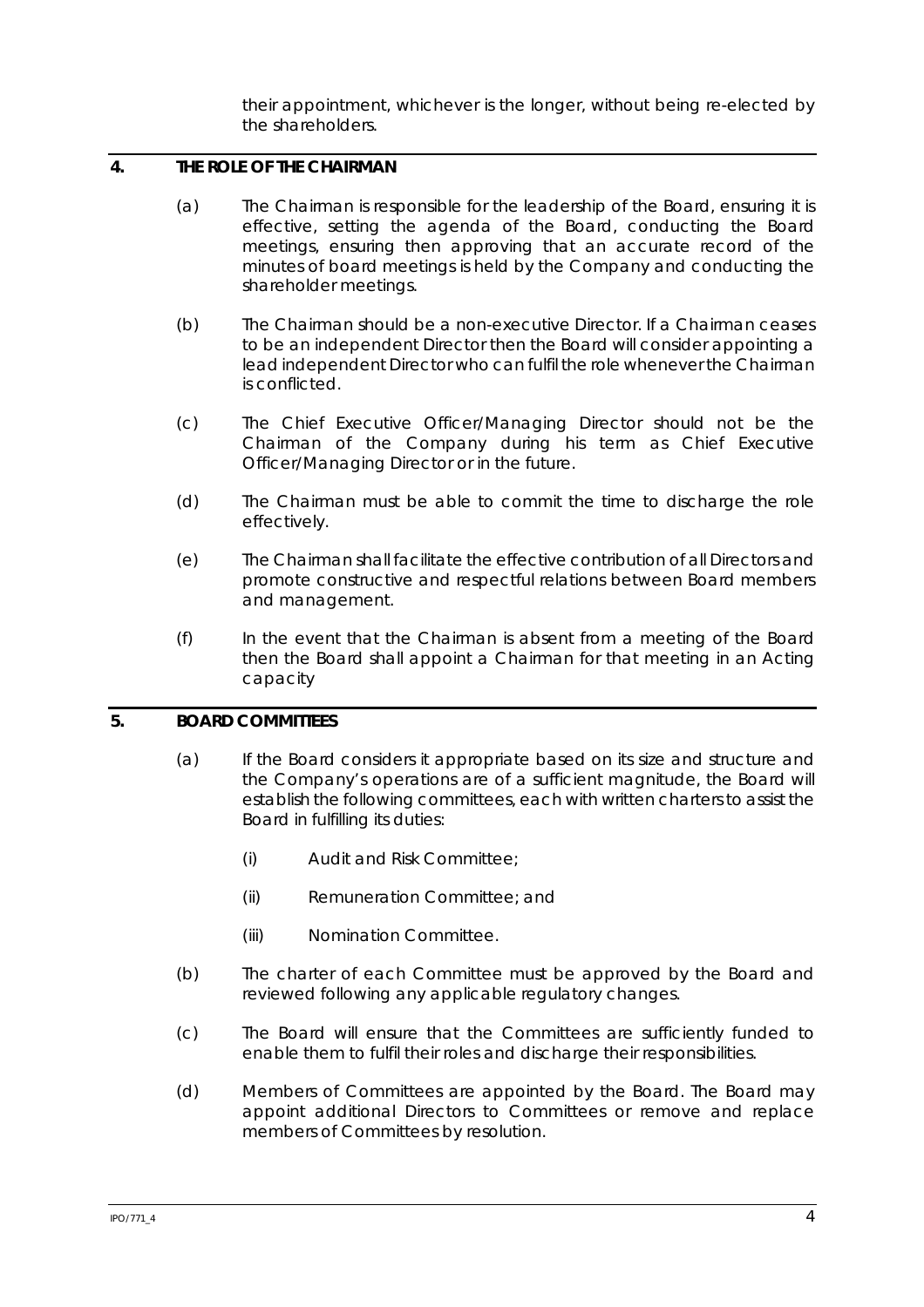their appointment, whichever is the longer, without being re-elected by the shareholders.

## 4. THE ROLE OF THE CHAIRMAN

(a) The Chairman is responsible for the leadership of the Board, ensuring it is effective, setting the agenda of the Board, conducting the Board meetings, ensuring then approving that an accurate record of the minutes of board meetings is held by the Company and conducting the shareholder meetings.

(b) The Chairman should be a non-executive Director. If a Chairman ceases to be an independent Director then the Board will consider appointing a lead independent Director who can fulfil the role whenever the Chairman is conflicted.

(c) The Chief Executive Officer/Managing Director should not be the Chairman of the Company during his term as Chief Executive Officer/Managing Director or in the future.

(d) The Chairman must be able to commit the time to discharge the role effectively.

(e) The Chairman shall facilitate the effective contribution of all Directors and promote constructive and respectful relations between Board members and management.

(f) In the event that the Chairman is absent from a meeting of the Board then the Board shall appoint a Chairman for that meeting in an Acting capacity

## 5. BOARD COMMITTEES

(a) If the Board considers it appropriate based on its size and structure and the Company's operations are of a sufficient magnitude, the Board will establish the following committees, each with written charters to assist the Board in fulfilling its duties:

  (i) Audit and Risk Committee;

  (ii) Remuneration Committee; and

  (iii) Nomination Committee.

(b) The charter of each Committee must be approved by the Board and reviewed following any applicable regulatory changes.

(c) The Board will ensure that the Committees are sufficiently funded to enable them to fulfil their roles and discharge their responsibilities.

(d) Members of Committees are appointed by the Board. The Board may appoint additional Directors to Committees or remove and replace members of Committees by resolution.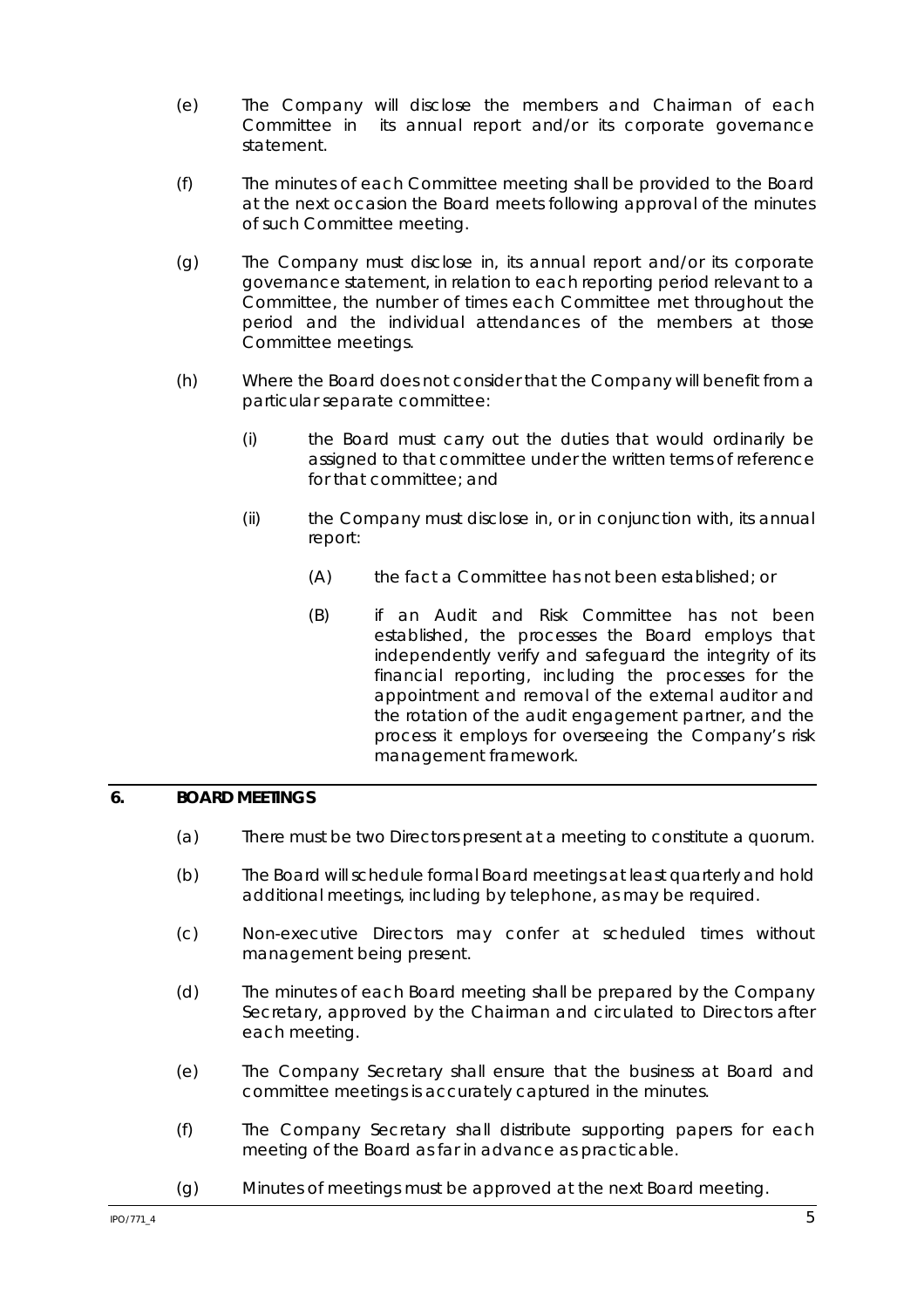(e) The Company will disclose the members and Chairman of each Committee in its annual report and/or its corporate governance statement.

(f) The minutes of each Committee meeting shall be provided to the Board at the next occasion the Board meets following approval of the minutes of such Committee meeting.

(g) The Company must disclose in, its annual report and/or its corporate governance statement, in relation to each reporting period relevant to a Committee, the number of times each Committee met throughout the period and the individual attendances of the members at those Committee meetings.

(h) Where the Board does not consider that the Company will benefit from a particular separate committee:

   (i) the Board must carry out the duties that would ordinarily be assigned to that committee under the written terms of reference for that committee; and

   (ii) the Company must disclose in, or in conjunction with, its annual report:

      (A) the fact a Committee has not been established; or

      (B) if an Audit and Risk Committee has not been established, the processes the Board employs that independently verify and safeguard the integrity of its financial reporting, including the processes for the appointment and removal of the external auditor and the rotation of the audit engagement partner, and the process it employs for overseeing the Company's risk management framework.

## 6. BOARD MEETINGS

(a) There must be two Directors present at a meeting to constitute a quorum.

(b) The Board will schedule formal Board meetings at least quarterly and hold additional meetings, including by telephone, as may be required.

(c) Non-executive Directors may confer at scheduled times without management being present.

(d) The minutes of each Board meeting shall be prepared by the Company Secretary, approved by the Chairman and circulated to Directors after each meeting.

(e) The Company Secretary shall ensure that the business at Board and committee meetings is accurately captured in the minutes.

(f) The Company Secretary shall distribute supporting papers for each meeting of the Board as far in advance as practicable.

(g) Minutes of meetings must be approved at the next Board meeting.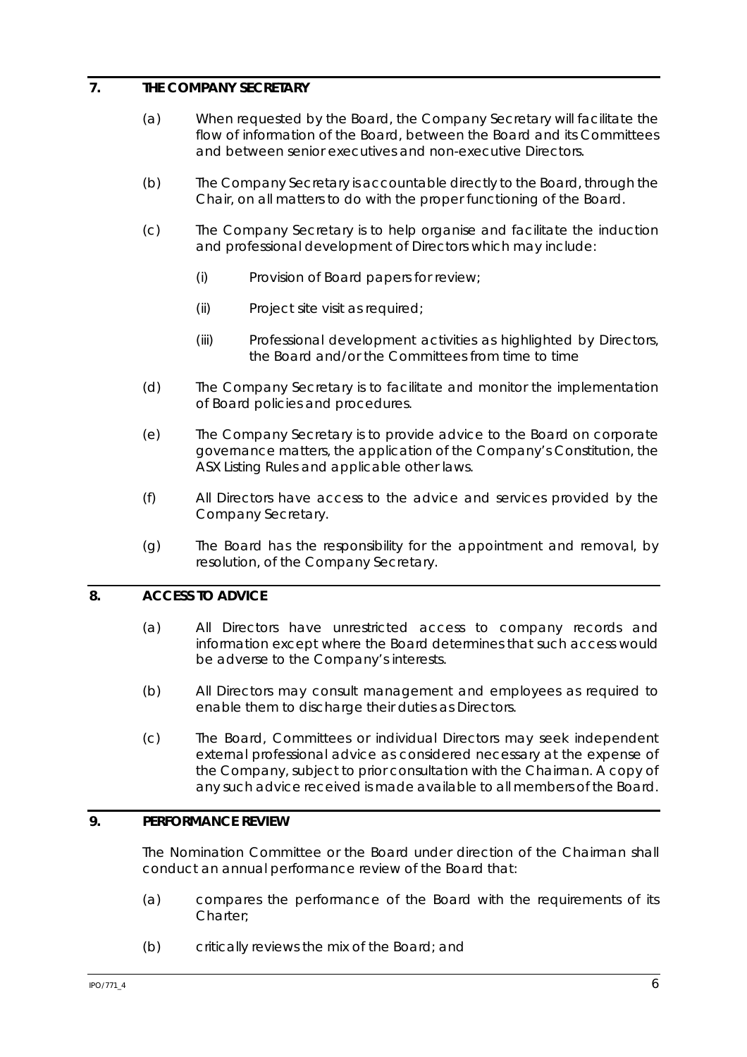## 7. THE COMPANY SECRETARY

(a) When requested by the Board, the Company Secretary will facilitate the flow of information of the Board, between the Board and its Committees and between senior executives and non-executive Directors.

(b) The Company Secretary is accountable directly to the Board, through the Chair, on all matters to do with the proper functioning of the Board.

(c) The Company Secretary is to help organise and facilitate the induction and professional development of Directors which may include:

(i) Provision of Board papers for review;

(ii) Project site visit as required;

(iii) Professional development activities as highlighted by Directors, the Board and/or the Committees from time to time

(d) The Company Secretary is to facilitate and monitor the implementation of Board policies and procedures.

(e) The Company Secretary is to provide advice to the Board on corporate governance matters, the application of the Company's Constitution, the ASX Listing Rules and applicable other laws.

(f) All Directors have access to the advice and services provided by the Company Secretary.

(g) The Board has the responsibility for the appointment and removal, by resolution, of the Company Secretary.

## 8. ACCESS TO ADVICE

(a) All Directors have unrestricted access to company records and information except where the Board determines that such access would be adverse to the Company's interests.

(b) All Directors may consult management and employees as required to enable them to discharge their duties as Directors.

(c) The Board, Committees or individual Directors may seek independent external professional advice as considered necessary at the expense of the Company, subject to prior consultation with the Chairman. A copy of any such advice received is made available to all members of the Board.

## 9. PERFORMANCE REVIEW

The Nomination Committee or the Board under direction of the Chairman shall conduct an annual performance review of the Board that:

(a) compares the performance of the Board with the requirements of its Charter;

(b) critically reviews the mix of the Board; and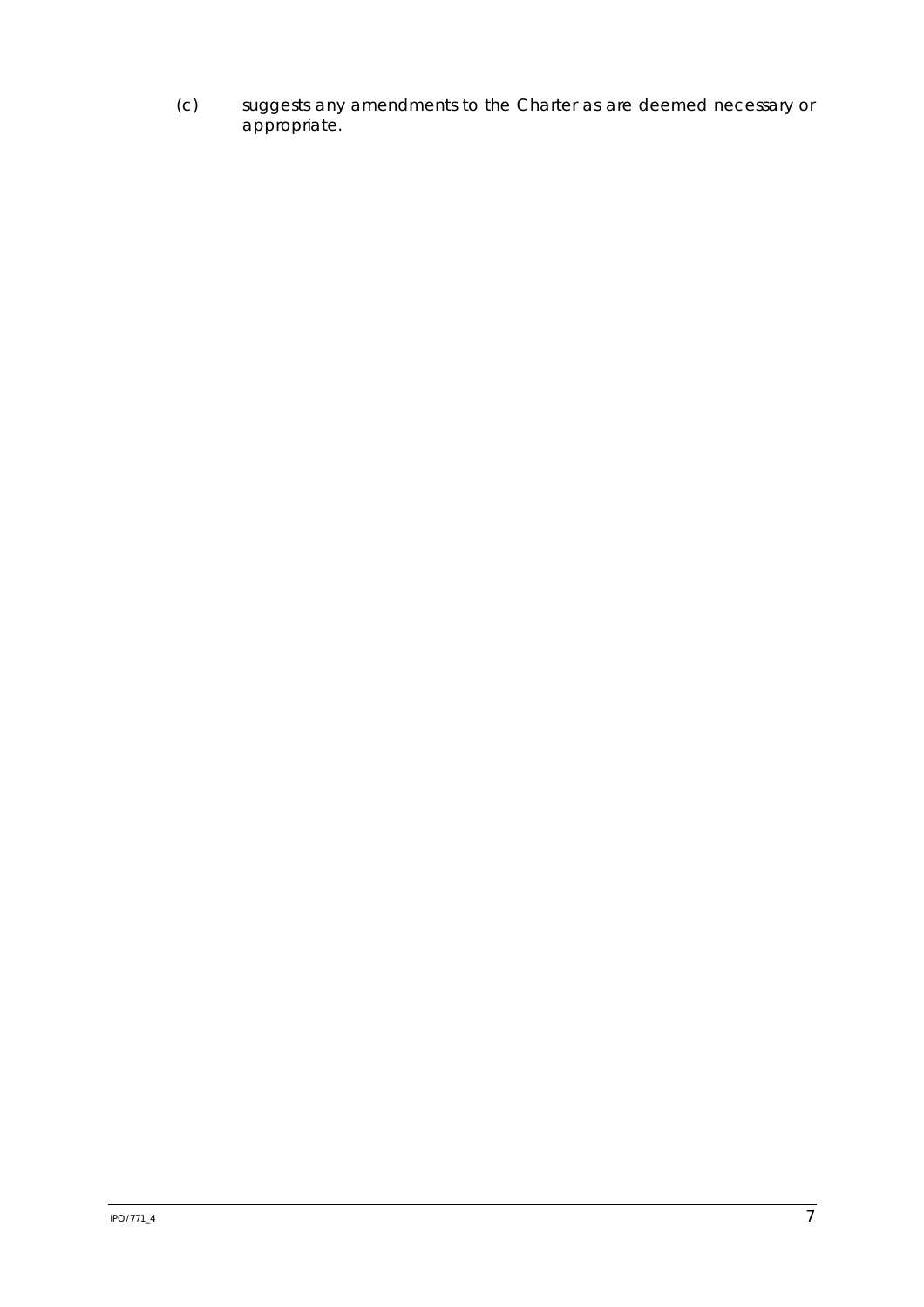(c) suggests any amendments to the Charter as are deemed necessary or appropriate.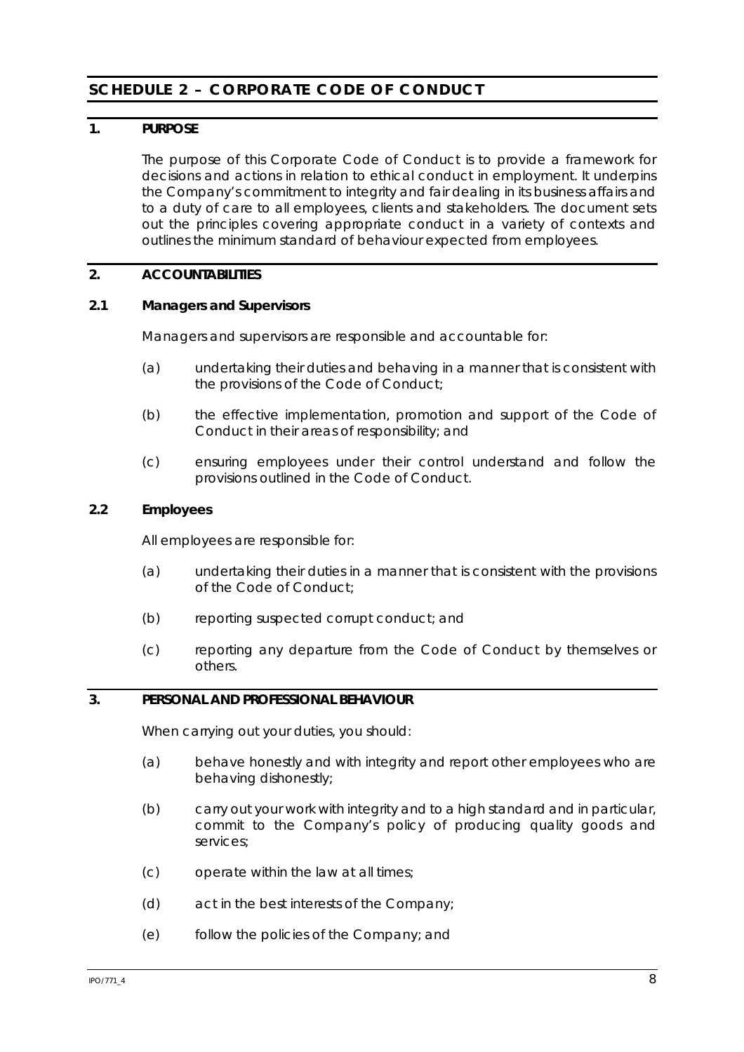# SCHEDULE 2 – CORPORATE CODE OF CONDUCT

## 1. PURPOSE

The purpose of this Corporate Code of Conduct is to provide a framework for decisions and actions in relation to ethical conduct in employment. It underpins the Company's commitment to integrity and fair dealing in its business affairs and to a duty of care to all employees, clients and stakeholders. The document sets out the principles covering appropriate conduct in a variety of contexts and outlines the minimum standard of behaviour expected from employees.

## 2. ACCOUNTABILITIES

### 2.1 Managers and Supervisors

Managers and supervisors are responsible and accountable for:

(a) undertaking their duties and behaving in a manner that is consistent with the provisions of the Code of Conduct;

(b) the effective implementation, promotion and support of the Code of Conduct in their areas of responsibility; and

(c) ensuring employees under their control understand and follow the provisions outlined in the Code of Conduct.

### 2.2 Employees

All employees are responsible for:

(a) undertaking their duties in a manner that is consistent with the provisions of the Code of Conduct;

(b) reporting suspected corrupt conduct; and

(c) reporting any departure from the Code of Conduct by themselves or others.

## 3. PERSONAL AND PROFESSIONAL BEHAVIOUR

When carrying out your duties, you should:

(a) behave honestly and with integrity and report other employees who are behaving dishonestly;

(b) carry out your work with integrity and to a high standard and in particular, commit to the Company's policy of producing quality goods and services;

(c) operate within the law at all times;

(d) act in the best interests of the Company;

(e) follow the policies of the Company; and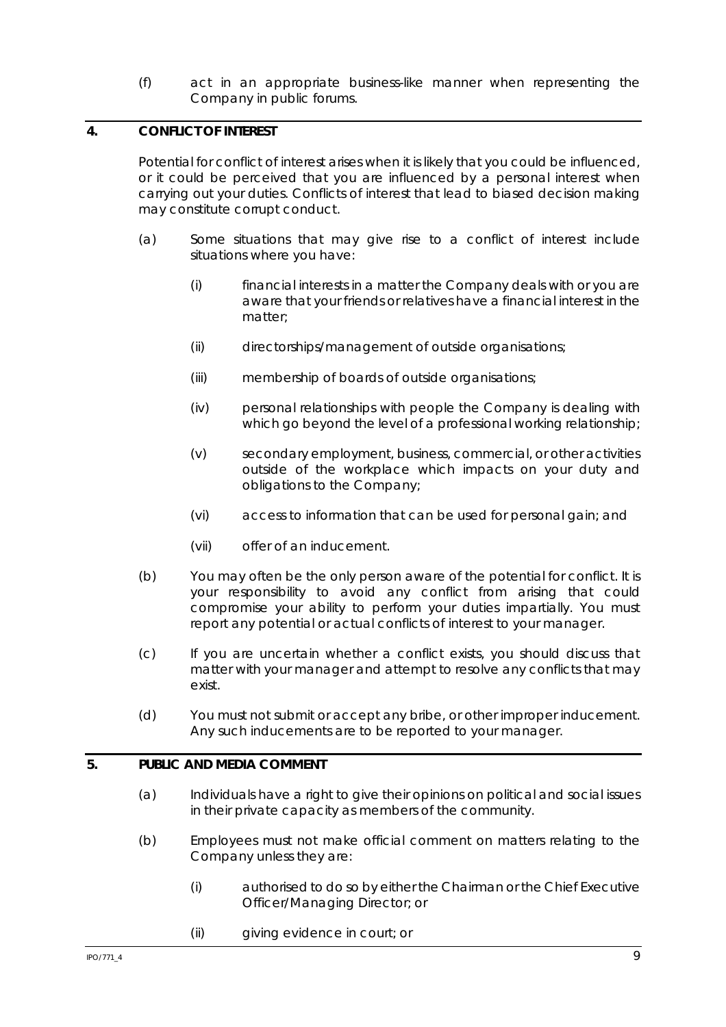(f) act in an appropriate business-like manner when representing the Company in public forums.

## 4. CONFLICT OF INTEREST

Potential for conflict of interest arises when it is likely that you could be influenced, or it could be perceived that you are influenced by a personal interest when carrying out your duties. Conflicts of interest that lead to biased decision making may constitute corrupt conduct.

(a) Some situations that may give rise to a conflict of interest include situations where you have:

(i) financial interests in a matter the Company deals with or you are aware that your friends or relatives have a financial interest in the matter;

(ii) directorships/management of outside organisations;

(iii) membership of boards of outside organisations;

(iv) personal relationships with people the Company is dealing with which go beyond the level of a professional working relationship;

(v) secondary employment, business, commercial, or other activities outside of the workplace which impacts on your duty and obligations to the Company;

(vi) access to information that can be used for personal gain; and

(vii) offer of an inducement.

(b) You may often be the only person aware of the potential for conflict. It is your responsibility to avoid any conflict from arising that could compromise your ability to perform your duties impartially. You must report any potential or actual conflicts of interest to your manager.

(c) If you are uncertain whether a conflict exists, you should discuss that matter with your manager and attempt to resolve any conflicts that may exist.

(d) You must not submit or accept any bribe, or other improper inducement. Any such inducements are to be reported to your manager.

## 5. PUBLIC AND MEDIA COMMENT

(a) Individuals have a right to give their opinions on political and social issues in their private capacity as members of the community.

(b) Employees must not make official comment on matters relating to the Company unless they are:

(i) authorised to do so by either the Chairman or the Chief Executive Officer/Managing Director; or

(ii) giving evidence in court; or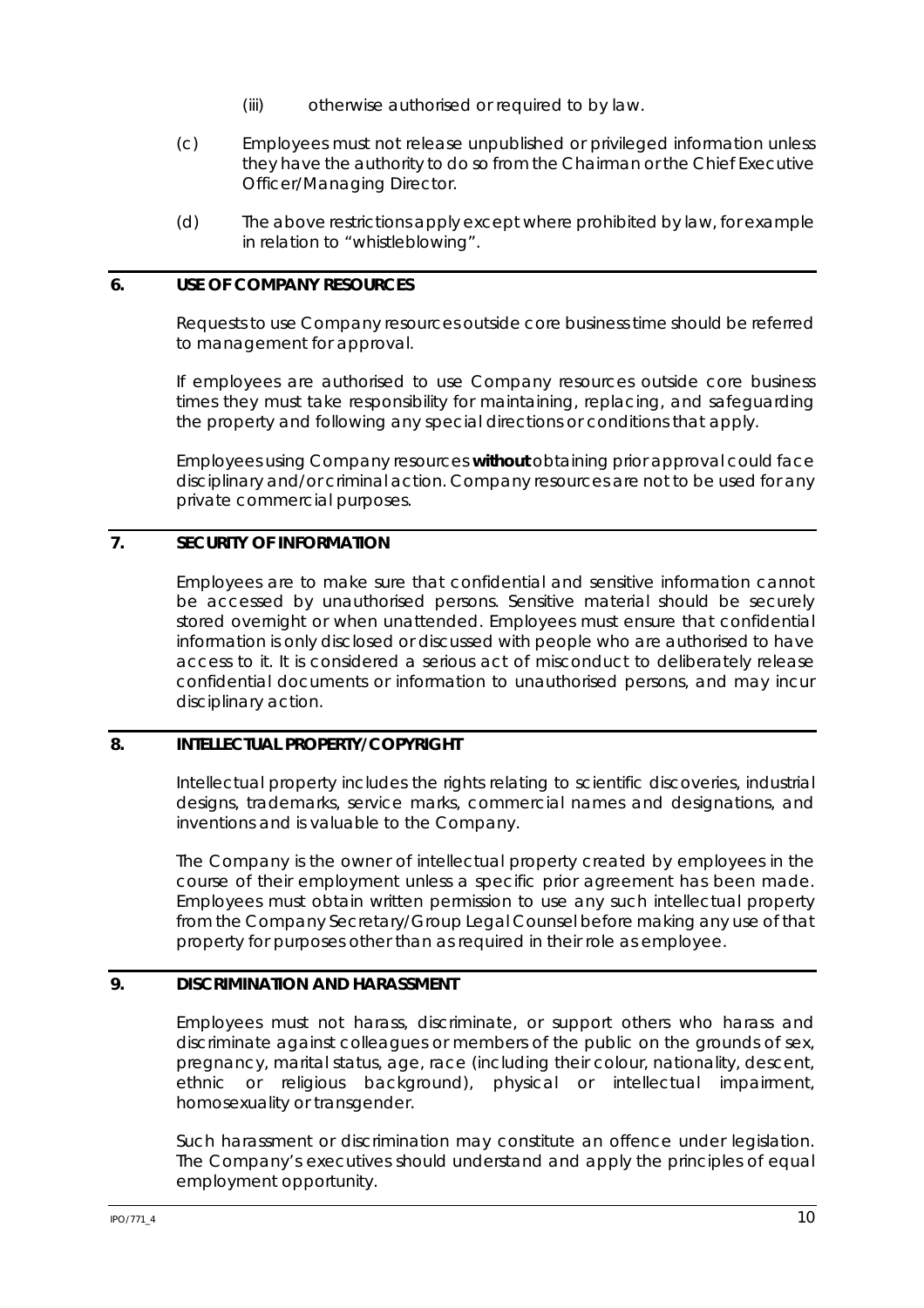(iii) otherwise authorised or required to by law.

(c) Employees must not release unpublished or privileged information unless they have the authority to do so from the Chairman or the Chief Executive Officer/Managing Director.

(d) The above restrictions apply except where prohibited by law, for example in relation to "whistleblowing".

## 6. USE OF COMPANY RESOURCES

Requests to use Company resources outside core business time should be referred to management for approval.

If employees are authorised to use Company resources outside core business times they must take responsibility for maintaining, replacing, and safeguarding the property and following any special directions or conditions that apply.

Employees using Company resources **without** obtaining prior approval could face disciplinary and/or criminal action. Company resources are not to be used for any private commercial purposes.

## 7. SECURITY OF INFORMATION

Employees are to make sure that confidential and sensitive information cannot be accessed by unauthorised persons. Sensitive material should be securely stored overnight or when unattended. Employees must ensure that confidential information is only disclosed or discussed with people who are authorised to have access to it. It is considered a serious act of misconduct to deliberately release confidential documents or information to unauthorised persons, and may incur disciplinary action.

## 8. INTELLECTUAL PROPERTY/COPYRIGHT

Intellectual property includes the rights relating to scientific discoveries, industrial designs, trademarks, service marks, commercial names and designations, and inventions and is valuable to the Company.

The Company is the owner of intellectual property created by employees in the course of their employment unless a specific prior agreement has been made. Employees must obtain written permission to use any such intellectual property from the Company Secretary/Group Legal Counsel before making any use of that property for purposes other than as required in their role as employee.

## 9. DISCRIMINATION AND HARASSMENT

Employees must not harass, discriminate, or support others who harass and discriminate against colleagues or members of the public on the grounds of sex, pregnancy, marital status, age, race (including their colour, nationality, descent, ethnic or religious background), physical or intellectual impairment, homosexuality or transgender.

Such harassment or discrimination may constitute an offence under legislation. The Company's executives should understand and apply the principles of equal employment opportunity.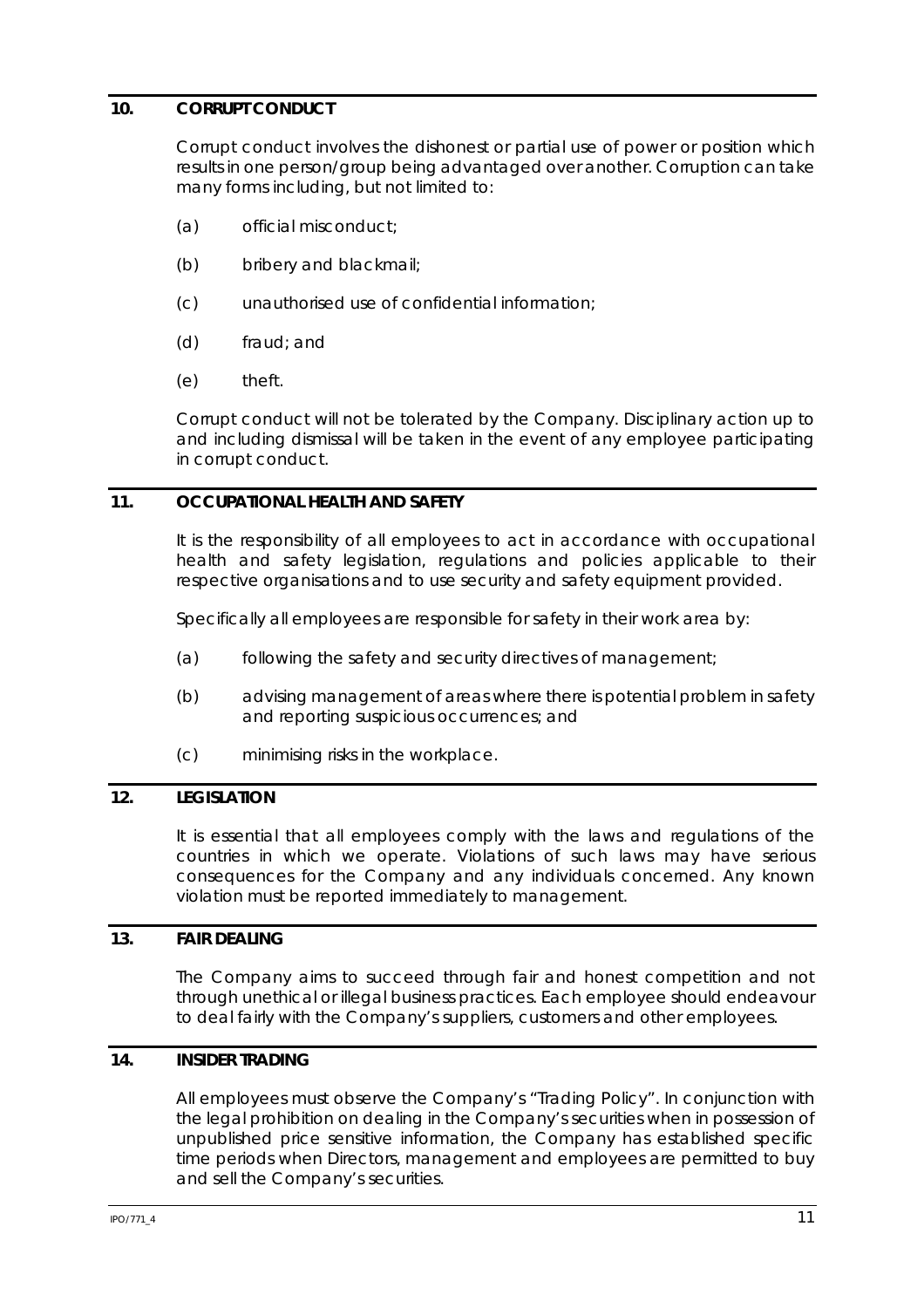## 10. CORRUPT CONDUCT

Corrupt conduct involves the dishonest or partial use of power or position which results in one person/group being advantaged over another. Corruption can take many forms including, but not limited to:

(a) official misconduct;

(b) bribery and blackmail;

(c) unauthorised use of confidential information;

(d) fraud; and

(e) theft.

Corrupt conduct will not be tolerated by the Company. Disciplinary action up to and including dismissal will be taken in the event of any employee participating in corrupt conduct.

## 11. OCCUPATIONAL HEALTH AND SAFETY

It is the responsibility of all employees to act in accordance with occupational health and safety legislation, regulations and policies applicable to their respective organisations and to use security and safety equipment provided.

Specifically all employees are responsible for safety in their work area by:

(a) following the safety and security directives of management;

(b) advising management of areas where there is potential problem in safety and reporting suspicious occurrences; and

(c) minimising risks in the workplace.

## 12. LEGISLATION

It is essential that all employees comply with the laws and regulations of the countries in which we operate. Violations of such laws may have serious consequences for the Company and any individuals concerned. Any known violation must be reported immediately to management.

## 13. FAIR DEALING

The Company aims to succeed through fair and honest competition and not through unethical or illegal business practices. Each employee should endeavour to deal fairly with the Company's suppliers, customers and other employees.

## 14. INSIDER TRADING

All employees must observe the Company's "Trading Policy". In conjunction with the legal prohibition on dealing in the Company's securities when in possession of unpublished price sensitive information, the Company has established specific time periods when Directors, management and employees are permitted to buy and sell the Company's securities.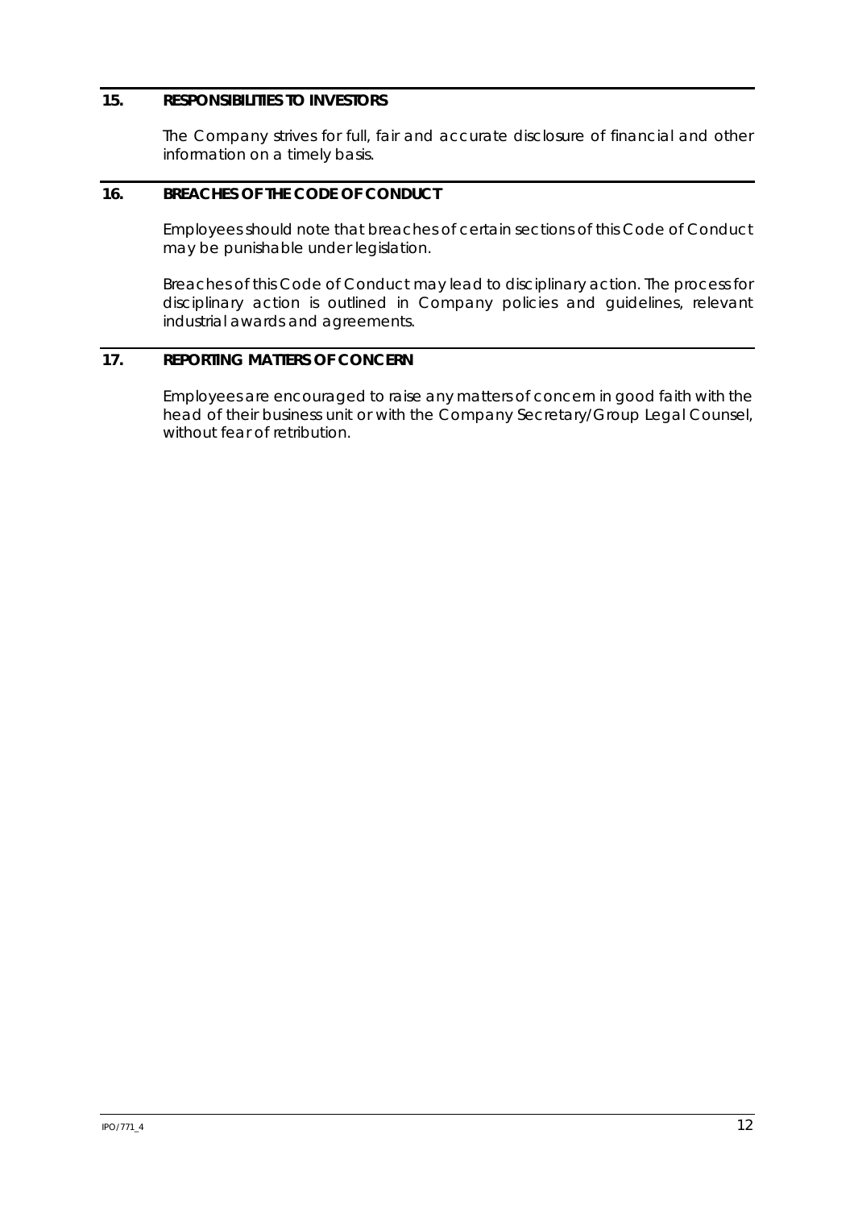## 15. RESPONSIBILITIES TO INVESTORS

The Company strives for full, fair and accurate disclosure of financial and other information on a timely basis.

## 16. BREACHES OF THE CODE OF CONDUCT

Employees should note that breaches of certain sections of this Code of Conduct may be punishable under legislation.

Breaches of this Code of Conduct may lead to disciplinary action. The process for disciplinary action is outlined in Company policies and guidelines, relevant industrial awards and agreements.

## 17. REPORTING MATTERS OF CONCERN

Employees are encouraged to raise any matters of concern in good faith with the head of their business unit or with the Company Secretary/Group Legal Counsel, without fear of retribution.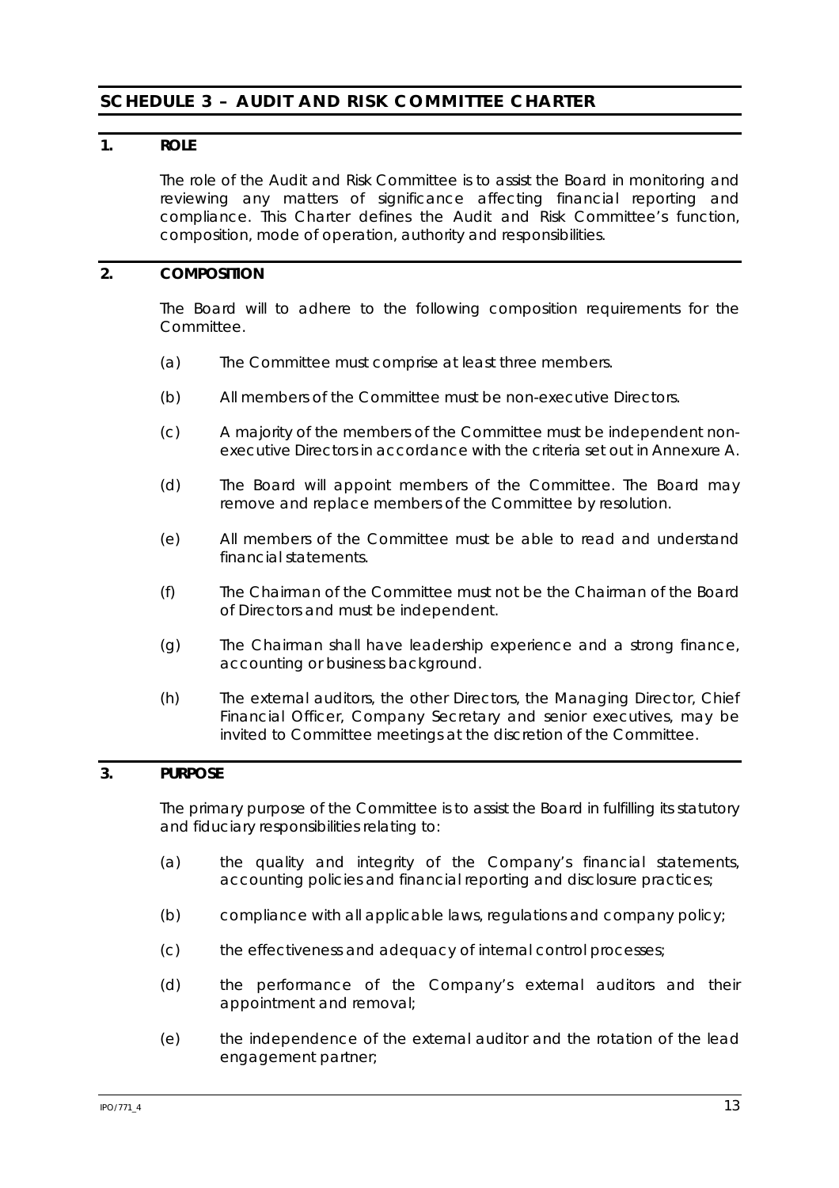## SCHEDULE 3 – AUDIT AND RISK COMMITTEE CHARTER

### 1. ROLE

The role of the Audit and Risk Committee is to assist the Board in monitoring and reviewing any matters of significance affecting financial reporting and compliance. This Charter defines the Audit and Risk Committee's function, composition, mode of operation, authority and responsibilities.

### 2. COMPOSITION

The Board will to adhere to the following composition requirements for the Committee.

(a) The Committee must comprise at least three members.

(b) All members of the Committee must be non-executive Directors.

(c) A majority of the members of the Committee must be independent non-executive Directors in accordance with the criteria set out in Annexure A.

(d) The Board will appoint members of the Committee. The Board may remove and replace members of the Committee by resolution.

(e) All members of the Committee must be able to read and understand financial statements.

(f) The Chairman of the Committee must not be the Chairman of the Board of Directors and must be independent.

(g) The Chairman shall have leadership experience and a strong finance, accounting or business background.

(h) The external auditors, the other Directors, the Managing Director, Chief Financial Officer, Company Secretary and senior executives, may be invited to Committee meetings at the discretion of the Committee.

### 3. PURPOSE

The primary purpose of the Committee is to assist the Board in fulfilling its statutory and fiduciary responsibilities relating to:

(a) the quality and integrity of the Company's financial statements, accounting policies and financial reporting and disclosure practices;

(b) compliance with all applicable laws, regulations and company policy;

(c) the effectiveness and adequacy of internal control processes;

(d) the performance of the Company's external auditors and their appointment and removal;

(e) the independence of the external auditor and the rotation of the lead engagement partner;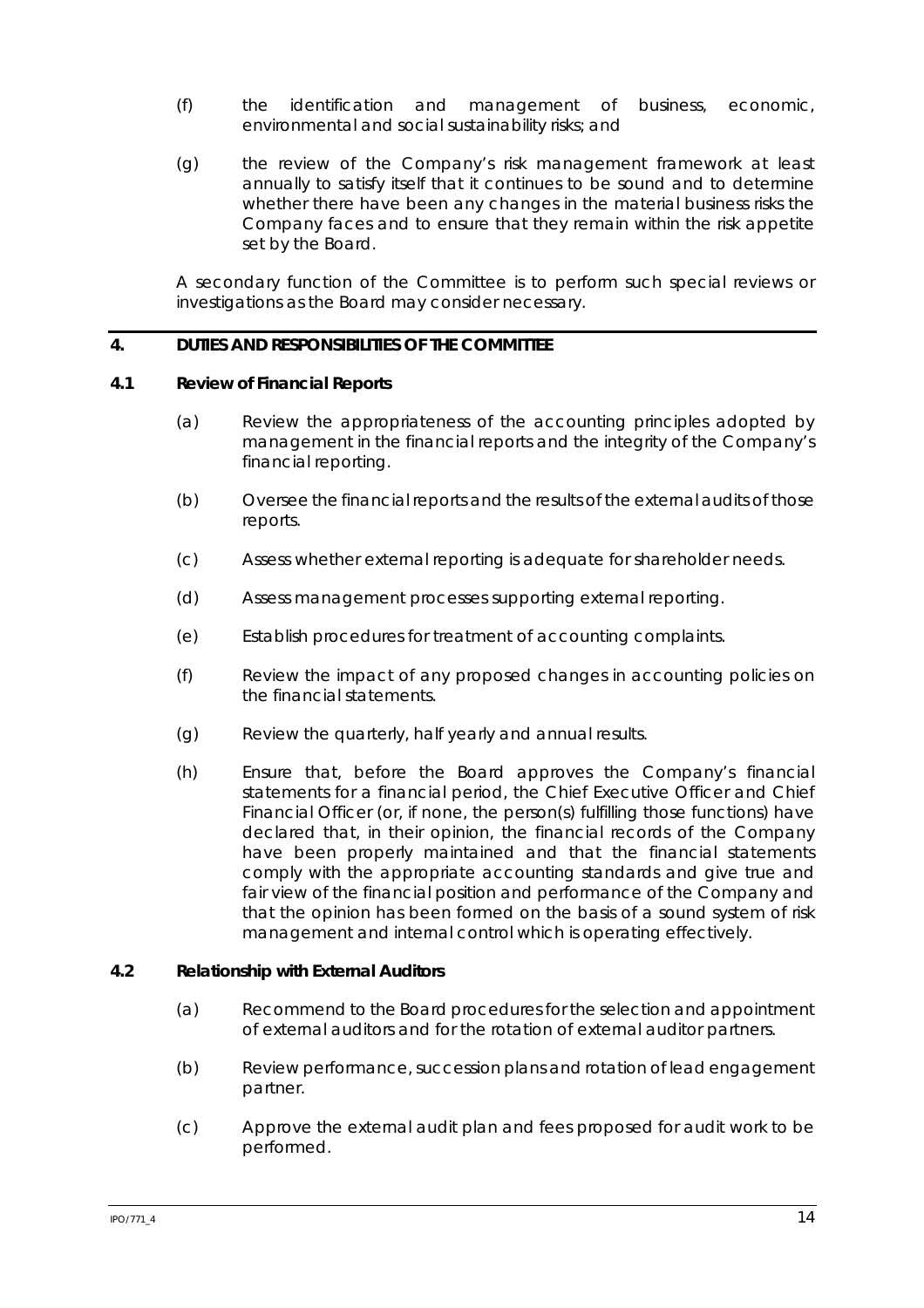(f) the identification and management of business, economic, environmental and social sustainability risks; and

(g) the review of the Company's risk management framework at least annually to satisfy itself that it continues to be sound and to determine whether there have been any changes in the material business risks the Company faces and to ensure that they remain within the risk appetite set by the Board.

A secondary function of the Committee is to perform such special reviews or investigations as the Board may consider necessary.

## 4. DUTIES AND RESPONSIBILITIES OF THE COMMITTEE

### 4.1 Review of Financial Reports

(a) Review the appropriateness of the accounting principles adopted by management in the financial reports and the integrity of the Company's financial reporting.

(b) Oversee the financial reports and the results of the external audits of those reports.

(c) Assess whether external reporting is adequate for shareholder needs.

(d) Assess management processes supporting external reporting.

(e) Establish procedures for treatment of accounting complaints.

(f) Review the impact of any proposed changes in accounting policies on the financial statements.

(g) Review the quarterly, half yearly and annual results.

(h) Ensure that, before the Board approves the Company's financial statements for a financial period, the Chief Executive Officer and Chief Financial Officer (or, if none, the person(s) fulfilling those functions) have declared that, in their opinion, the financial records of the Company have been properly maintained and that the financial statements comply with the appropriate accounting standards and give true and fair view of the financial position and performance of the Company and that the opinion has been formed on the basis of a sound system of risk management and internal control which is operating effectively.

### 4.2 Relationship with External Auditors

(a) Recommend to the Board procedures for the selection and appointment of external auditors and for the rotation of external auditor partners.

(b) Review performance, succession plans and rotation of lead engagement partner.

(c) Approve the external audit plan and fees proposed for audit work to be performed.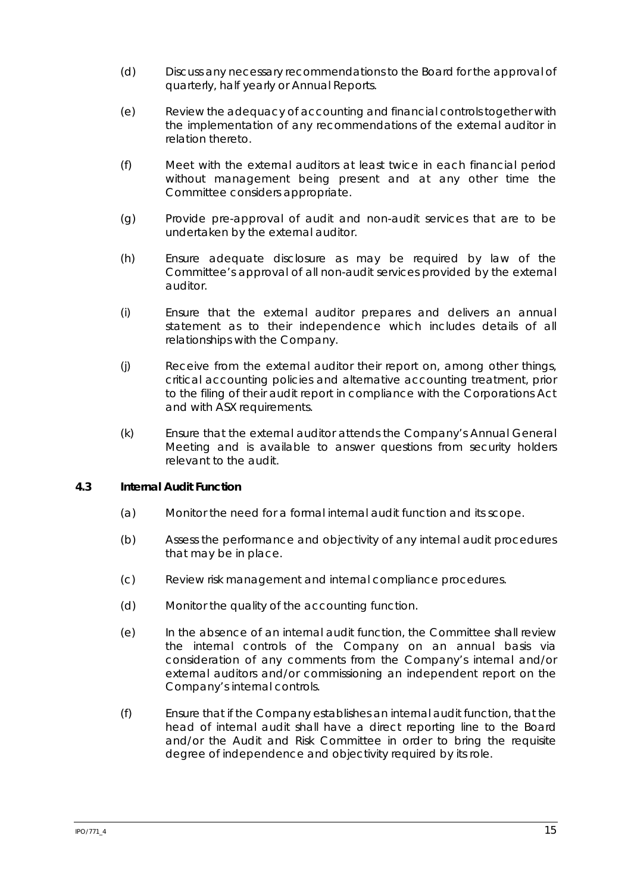(d) Discuss any necessary recommendations to the Board for the approval of quarterly, half yearly or Annual Reports.

(e) Review the adequacy of accounting and financial controls together with the implementation of any recommendations of the external auditor in relation thereto.

(f) Meet with the external auditors at least twice in each financial period without management being present and at any other time the Committee considers appropriate.

(g) Provide pre-approval of audit and non-audit services that are to be undertaken by the external auditor.

(h) Ensure adequate disclosure as may be required by law of the Committee's approval of all non-audit services provided by the external auditor.

(i) Ensure that the external auditor prepares and delivers an annual statement as to their independence which includes details of all relationships with the Company.

(j) Receive from the external auditor their report on, among other things, critical accounting policies and alternative accounting treatment, prior to the filing of their audit report in compliance with the Corporations Act and with ASX requirements.

(k) Ensure that the external auditor attends the Company's Annual General Meeting and is available to answer questions from security holders relevant to the audit.

### 4.3 Internal Audit Function

(a) Monitor the need for a formal internal audit function and its scope.

(b) Assess the performance and objectivity of any internal audit procedures that may be in place.

(c) Review risk management and internal compliance procedures.

(d) Monitor the quality of the accounting function.

(e) In the absence of an internal audit function, the Committee shall review the internal controls of the Company on an annual basis via consideration of any comments from the Company's internal and/or external auditors and/or commissioning an independent report on the Company's internal controls.

(f) Ensure that if the Company establishes an internal audit function, that the head of internal audit shall have a direct reporting line to the Board and/or the Audit and Risk Committee in order to bring the requisite degree of independence and objectivity required by its role.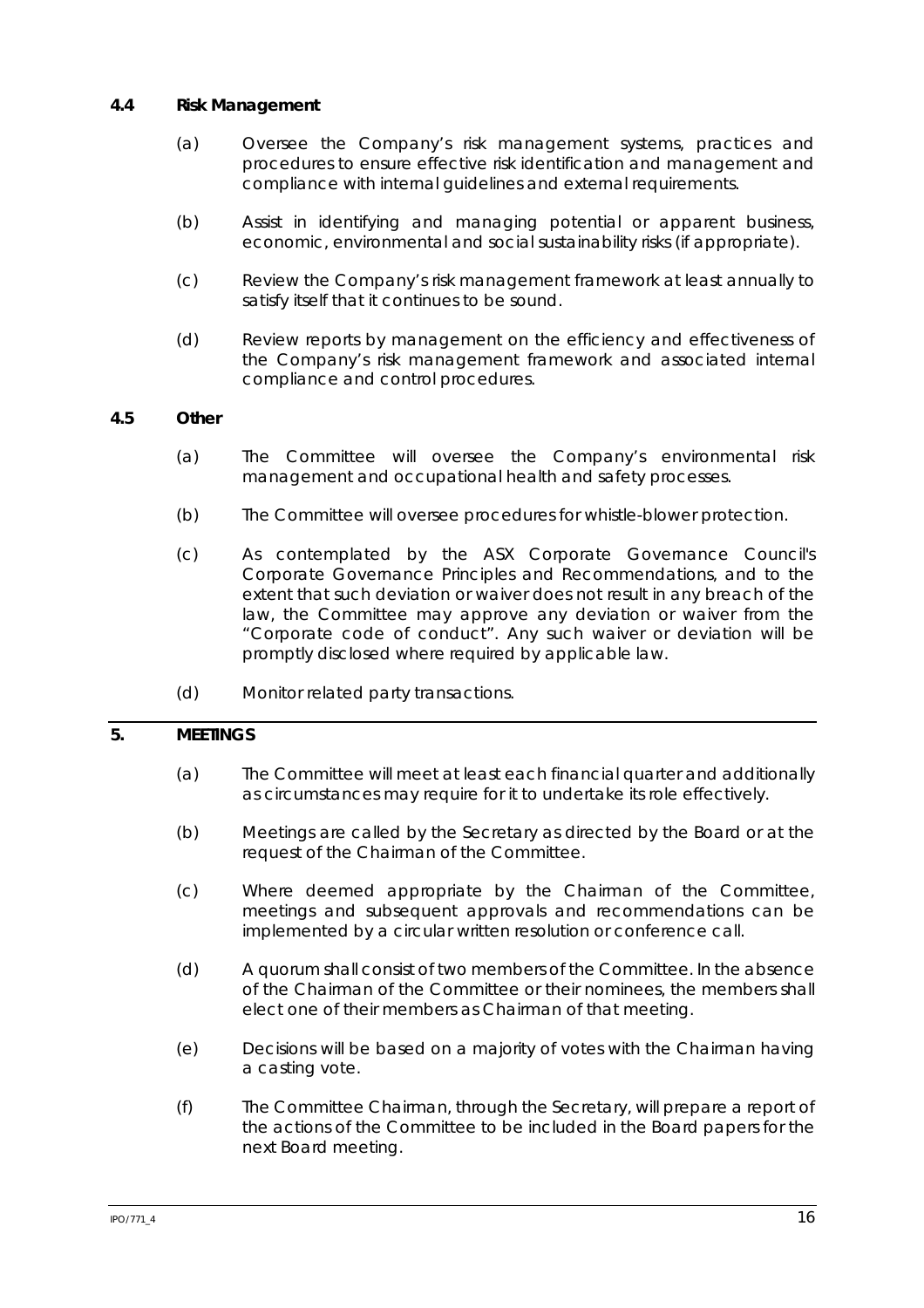### 4.4 Risk Management

(a) Oversee the Company's risk management systems, practices and procedures to ensure effective risk identification and management and compliance with internal guidelines and external requirements.

(b) Assist in identifying and managing potential or apparent business, economic, environmental and social sustainability risks (if appropriate).

(c) Review the Company's risk management framework at least annually to satisfy itself that it continues to be sound.

(d) Review reports by management on the efficiency and effectiveness of the Company's risk management framework and associated internal compliance and control procedures.

### 4.5 Other

(a) The Committee will oversee the Company's environmental risk management and occupational health and safety processes.

(b) The Committee will oversee procedures for whistle-blower protection.

(c) As contemplated by the ASX Corporate Governance Council's Corporate Governance Principles and Recommendations, and to the extent that such deviation or waiver does not result in any breach of the law, the Committee may approve any deviation or waiver from the "Corporate code of conduct". Any such waiver or deviation will be promptly disclosed where required by applicable law.

(d) Monitor related party transactions.

## 5. MEETINGS

(a) The Committee will meet at least each financial quarter and additionally as circumstances may require for it to undertake its role effectively.

(b) Meetings are called by the Secretary as directed by the Board or at the request of the Chairman of the Committee.

(c) Where deemed appropriate by the Chairman of the Committee, meetings and subsequent approvals and recommendations can be implemented by a circular written resolution or conference call.

(d) A quorum shall consist of two members of the Committee. In the absence of the Chairman of the Committee or their nominees, the members shall elect one of their members as Chairman of that meeting.

(e) Decisions will be based on a majority of votes with the Chairman having a casting vote.

(f) The Committee Chairman, through the Secretary, will prepare a report of the actions of the Committee to be included in the Board papers for the next Board meeting.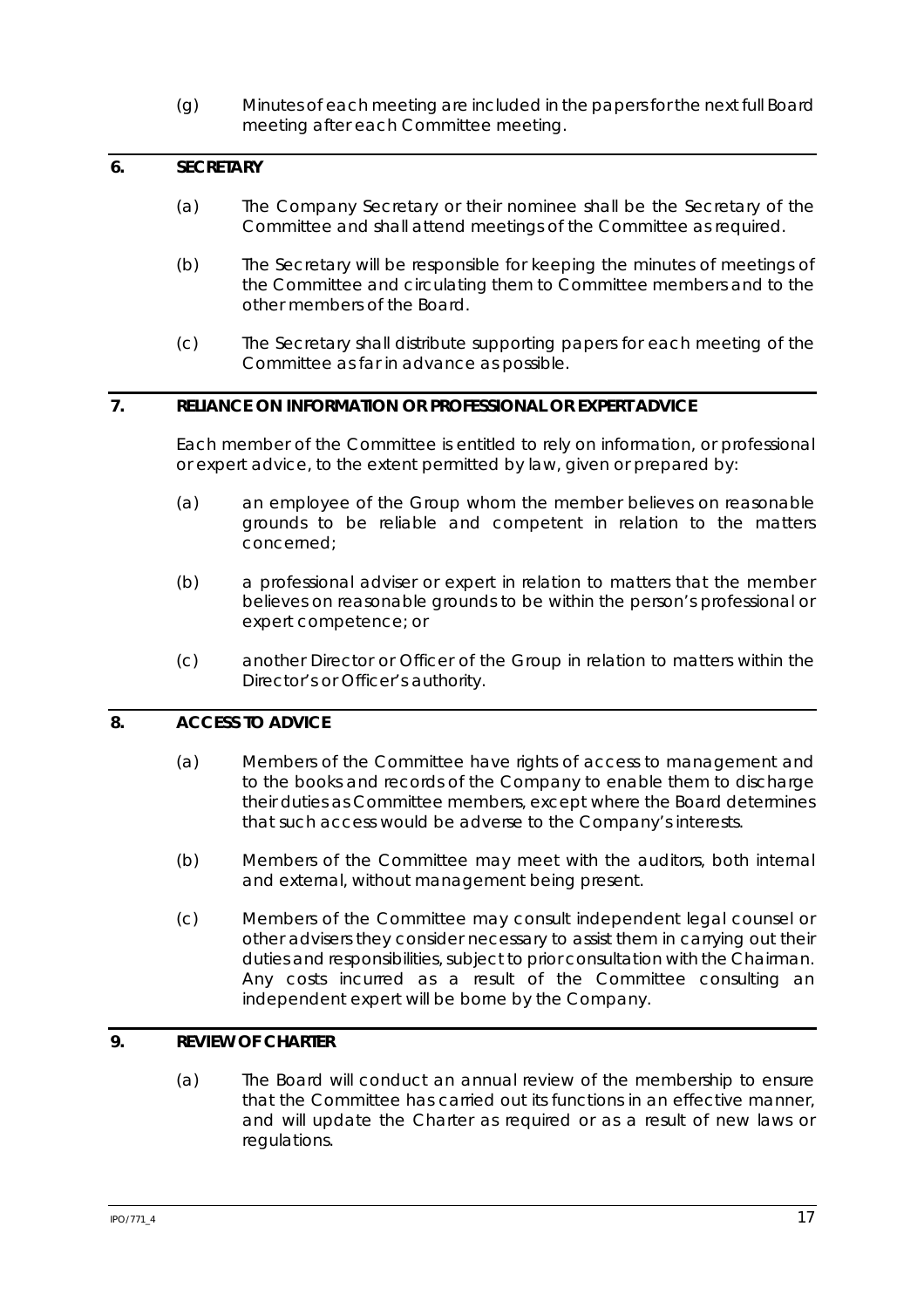(g) Minutes of each meeting are included in the papers for the next full Board meeting after each Committee meeting.

## 6. SECRETARY

(a) The Company Secretary or their nominee shall be the Secretary of the Committee and shall attend meetings of the Committee as required.

(b) The Secretary will be responsible for keeping the minutes of meetings of the Committee and circulating them to Committee members and to the other members of the Board.

(c) The Secretary shall distribute supporting papers for each meeting of the Committee as far in advance as possible.

## 7. RELIANCE ON INFORMATION OR PROFESSIONAL OR EXPERT ADVICE

Each member of the Committee is entitled to rely on information, or professional or expert advice, to the extent permitted by law, given or prepared by:

(a) an employee of the Group whom the member believes on reasonable grounds to be reliable and competent in relation to the matters concerned;

(b) a professional adviser or expert in relation to matters that the member believes on reasonable grounds to be within the person's professional or expert competence; or

(c) another Director or Officer of the Group in relation to matters within the Director's or Officer's authority.

## 8. ACCESS TO ADVICE

(a) Members of the Committee have rights of access to management and to the books and records of the Company to enable them to discharge their duties as Committee members, except where the Board determines that such access would be adverse to the Company's interests.

(b) Members of the Committee may meet with the auditors, both internal and external, without management being present.

(c) Members of the Committee may consult independent legal counsel or other advisers they consider necessary to assist them in carrying out their duties and responsibilities, subject to prior consultation with the Chairman. Any costs incurred as a result of the Committee consulting an independent expert will be borne by the Company.

## 9. REVIEW OF CHARTER

(a) The Board will conduct an annual review of the membership to ensure that the Committee has carried out its functions in an effective manner, and will update the Charter as required or as a result of new laws or regulations.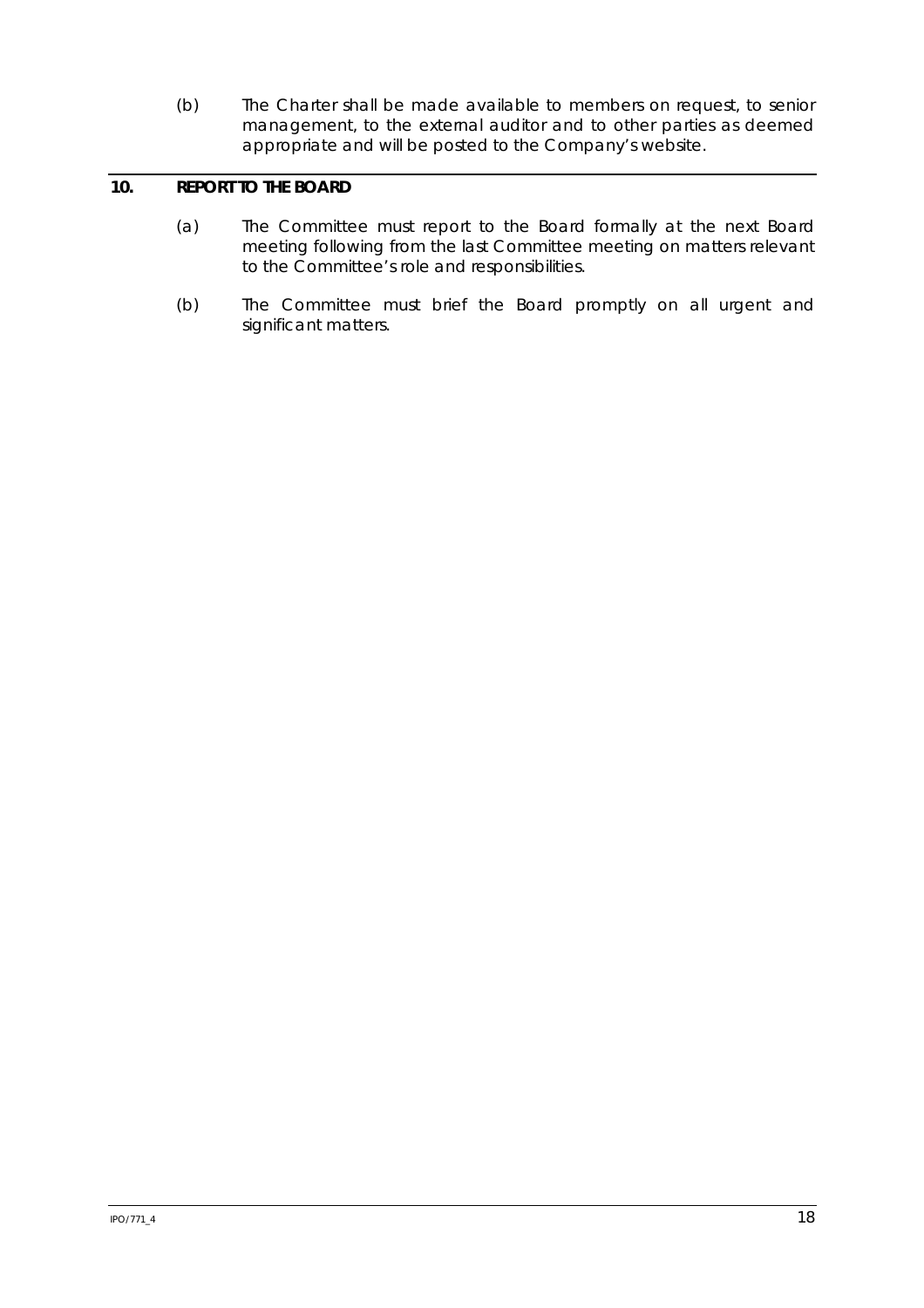(b) The Charter shall be made available to members on request, to senior management, to the external auditor and to other parties as deemed appropriate and will be posted to the Company's website.

## 10. REPORT TO THE BOARD

(a) The Committee must report to the Board formally at the next Board meeting following from the last Committee meeting on matters relevant to the Committee's role and responsibilities.

(b) The Committee must brief the Board promptly on all urgent and significant matters.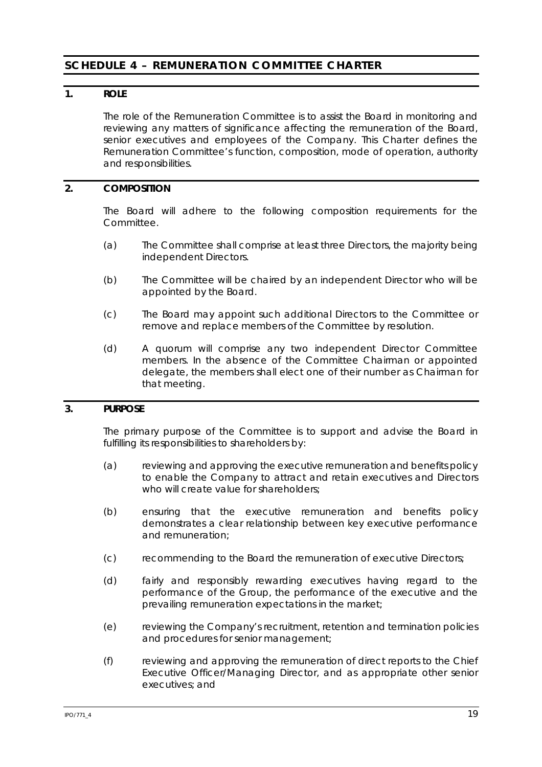## SCHEDULE 4 – REMUNERATION COMMITTEE CHARTER

### 1. ROLE

The role of the Remuneration Committee is to assist the Board in monitoring and reviewing any matters of significance affecting the remuneration of the Board, senior executives and employees of the Company. This Charter defines the Remuneration Committee's function, composition, mode of operation, authority and responsibilities.

### 2. COMPOSITION

The Board will adhere to the following composition requirements for the Committee.

(a) The Committee shall comprise at least three Directors, the majority being independent Directors.

(b) The Committee will be chaired by an independent Director who will be appointed by the Board.

(c) The Board may appoint such additional Directors to the Committee or remove and replace members of the Committee by resolution.

(d) A quorum will comprise any two independent Director Committee members. In the absence of the Committee Chairman or appointed delegate, the members shall elect one of their number as Chairman for that meeting.

### 3. PURPOSE

The primary purpose of the Committee is to support and advise the Board in fulfilling its responsibilities to shareholders by:

(a) reviewing and approving the executive remuneration and benefits policy to enable the Company to attract and retain executives and Directors who will create value for shareholders;

(b) ensuring that the executive remuneration and benefits policy demonstrates a clear relationship between key executive performance and remuneration;

(c) recommending to the Board the remuneration of executive Directors;

(d) fairly and responsibly rewarding executives having regard to the performance of the Group, the performance of the executive and the prevailing remuneration expectations in the market;

(e) reviewing the Company's recruitment, retention and termination policies and procedures for senior management;

(f) reviewing and approving the remuneration of direct reports to the Chief Executive Officer/Managing Director, and as appropriate other senior executives; and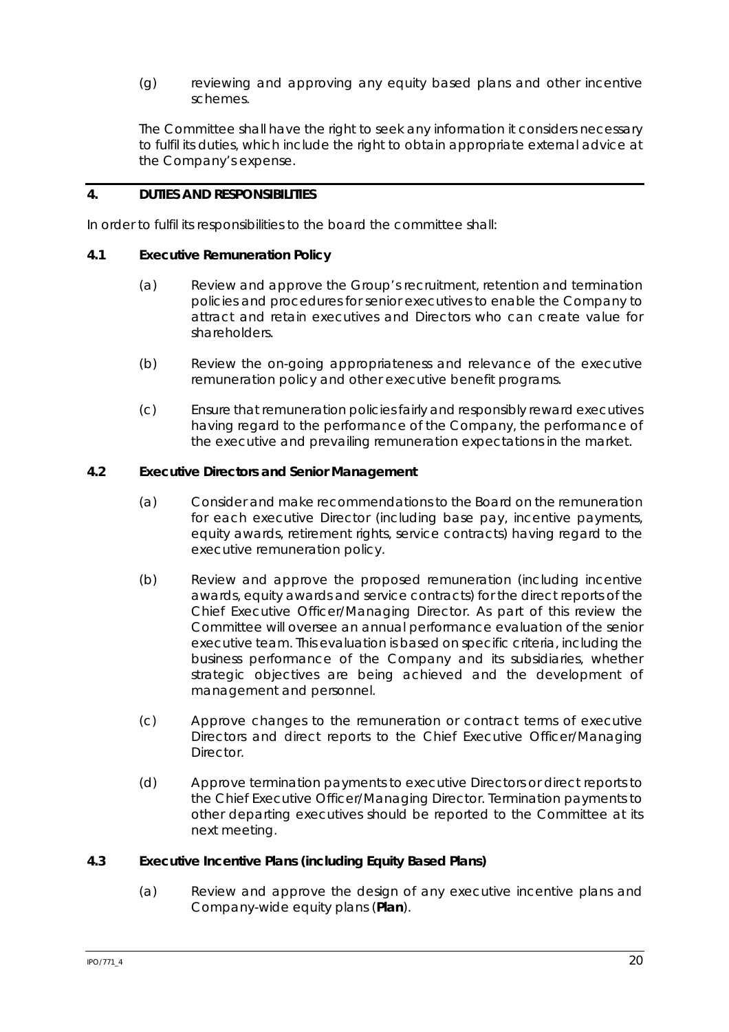(g) reviewing and approving any equity based plans and other incentive schemes.

The Committee shall have the right to seek any information it considers necessary to fulfil its duties, which include the right to obtain appropriate external advice at the Company's expense.

## 4. DUTIES AND RESPONSIBILITIES

In order to fulfil its responsibilities to the board the committee shall:

### 4.1 Executive Remuneration Policy

(a) Review and approve the Group's recruitment, retention and termination policies and procedures for senior executives to enable the Company to attract and retain executives and Directors who can create value for shareholders.

(b) Review the on-going appropriateness and relevance of the executive remuneration policy and other executive benefit programs.

(c) Ensure that remuneration policies fairly and responsibly reward executives having regard to the performance of the Company, the performance of the executive and prevailing remuneration expectations in the market.

### 4.2 Executive Directors and Senior Management

(a) Consider and make recommendations to the Board on the remuneration for each executive Director (including base pay, incentive payments, equity awards, retirement rights, service contracts) having regard to the executive remuneration policy.

(b) Review and approve the proposed remuneration (including incentive awards, equity awards and service contracts) for the direct reports of the Chief Executive Officer/Managing Director. As part of this review the Committee will oversee an annual performance evaluation of the senior executive team. This evaluation is based on specific criteria, including the business performance of the Company and its subsidiaries, whether strategic objectives are being achieved and the development of management and personnel.

(c) Approve changes to the remuneration or contract terms of executive Directors and direct reports to the Chief Executive Officer/Managing Director.

(d) Approve termination payments to executive Directors or direct reports to the Chief Executive Officer/Managing Director. Termination payments to other departing executives should be reported to the Committee at its next meeting.

### 4.3 Executive Incentive Plans (including Equity Based Plans)

(a) Review and approve the design of any executive incentive plans and Company-wide equity plans (**Plan**).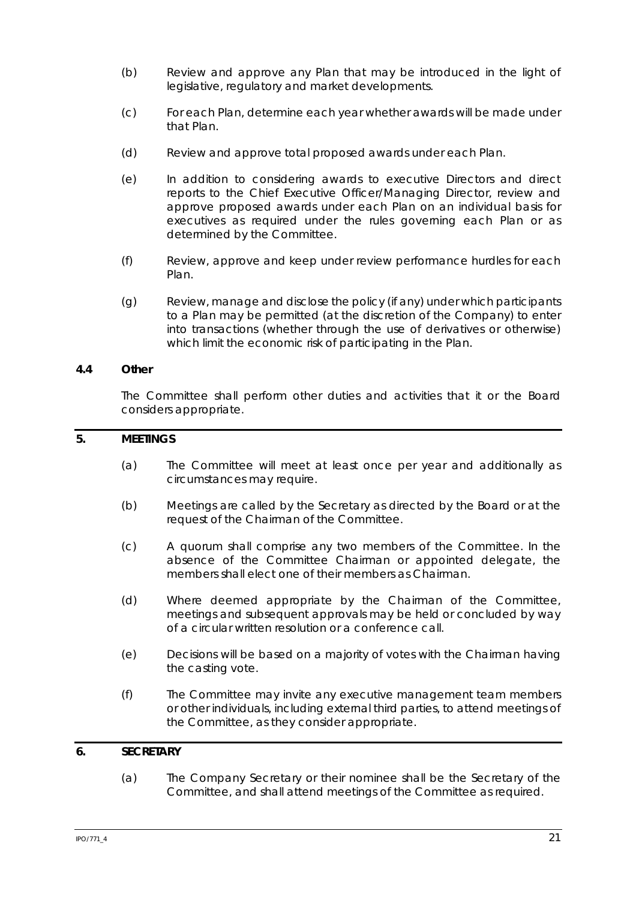(b) Review and approve any Plan that may be introduced in the light of legislative, regulatory and market developments.

(c) For each Plan, determine each year whether awards will be made under that Plan.

(d) Review and approve total proposed awards under each Plan.

(e) In addition to considering awards to executive Directors and direct reports to the Chief Executive Officer/Managing Director, review and approve proposed awards under each Plan on an individual basis for executives as required under the rules governing each Plan or as determined by the Committee.

(f) Review, approve and keep under review performance hurdles for each Plan.

(g) Review, manage and disclose the policy (if any) under which participants to a Plan may be permitted (at the discretion of the Company) to enter into transactions (whether through the use of derivatives or otherwise) which limit the economic risk of participating in the Plan.

### 4.4 Other

The Committee shall perform other duties and activities that it or the Board considers appropriate.

## 5. MEETINGS

(a) The Committee will meet at least once per year and additionally as circumstances may require.

(b) Meetings are called by the Secretary as directed by the Board or at the request of the Chairman of the Committee.

(c) A quorum shall comprise any two members of the Committee. In the absence of the Committee Chairman or appointed delegate, the members shall elect one of their members as Chairman.

(d) Where deemed appropriate by the Chairman of the Committee, meetings and subsequent approvals may be held or concluded by way of a circular written resolution or a conference call.

(e) Decisions will be based on a majority of votes with the Chairman having the casting vote.

(f) The Committee may invite any executive management team members or other individuals, including external third parties, to attend meetings of the Committee, as they consider appropriate.

## 6. SECRETARY

(a) The Company Secretary or their nominee shall be the Secretary of the Committee, and shall attend meetings of the Committee as required.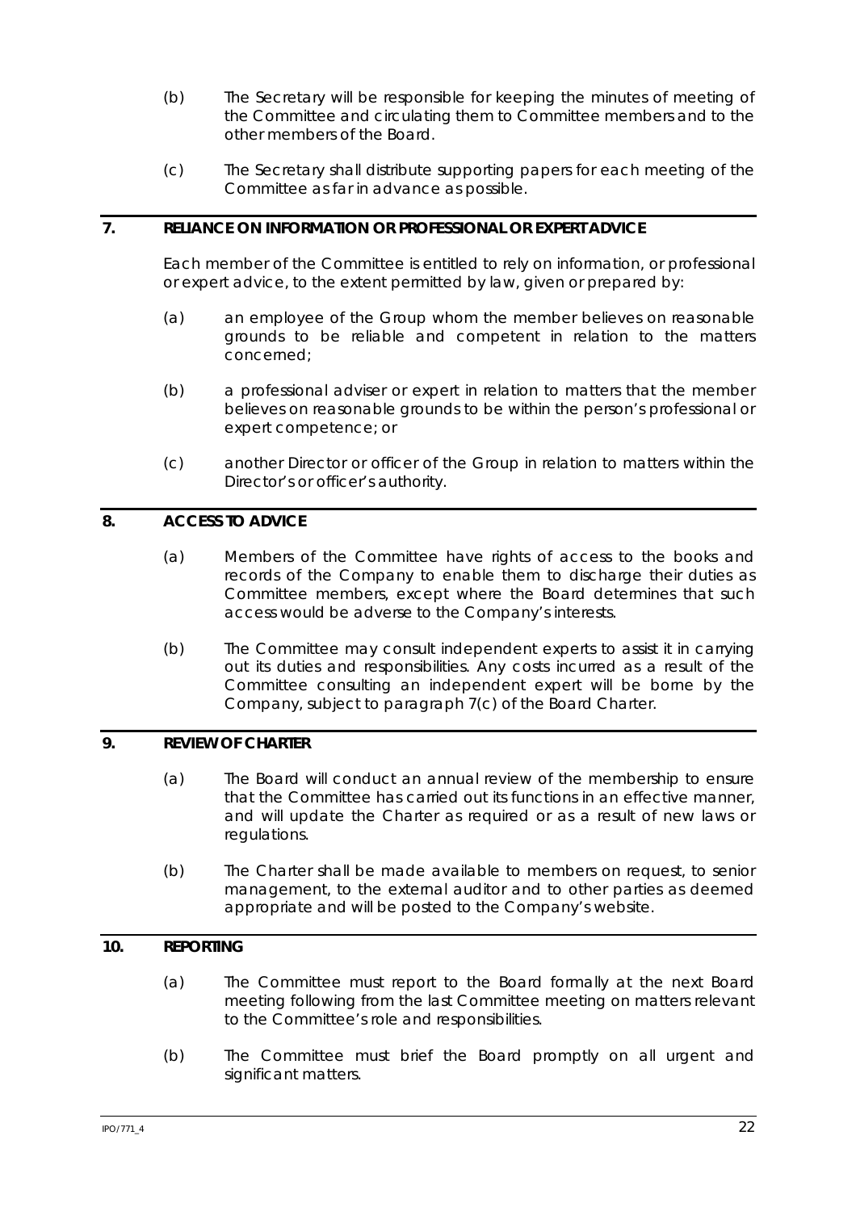(b) The Secretary will be responsible for keeping the minutes of meeting of the Committee and circulating them to Committee members and to the other members of the Board.

(c) The Secretary shall distribute supporting papers for each meeting of the Committee as far in advance as possible.

## 7. RELIANCE ON INFORMATION OR PROFESSIONAL OR EXPERT ADVICE

Each member of the Committee is entitled to rely on information, or professional or expert advice, to the extent permitted by law, given or prepared by:

(a) an employee of the Group whom the member believes on reasonable grounds to be reliable and competent in relation to the matters concerned;

(b) a professional adviser or expert in relation to matters that the member believes on reasonable grounds to be within the person's professional or expert competence; or

(c) another Director or officer of the Group in relation to matters within the Director's or officer's authority.

## 8. ACCESS TO ADVICE

(a) Members of the Committee have rights of access to the books and records of the Company to enable them to discharge their duties as Committee members, except where the Board determines that such access would be adverse to the Company's interests.

(b) The Committee may consult independent experts to assist it in carrying out its duties and responsibilities. Any costs incurred as a result of the Committee consulting an independent expert will be borne by the Company, subject to paragraph 7(c) of the Board Charter.

## 9. REVIEW OF CHARTER

(a) The Board will conduct an annual review of the membership to ensure that the Committee has carried out its functions in an effective manner, and will update the Charter as required or as a result of new laws or regulations.

(b) The Charter shall be made available to members on request, to senior management, to the external auditor and to other parties as deemed appropriate and will be posted to the Company's website.

## 10. REPORTING

(a) The Committee must report to the Board formally at the next Board meeting following from the last Committee meeting on matters relevant to the Committee's role and responsibilities.

(b) The Committee must brief the Board promptly on all urgent and significant matters.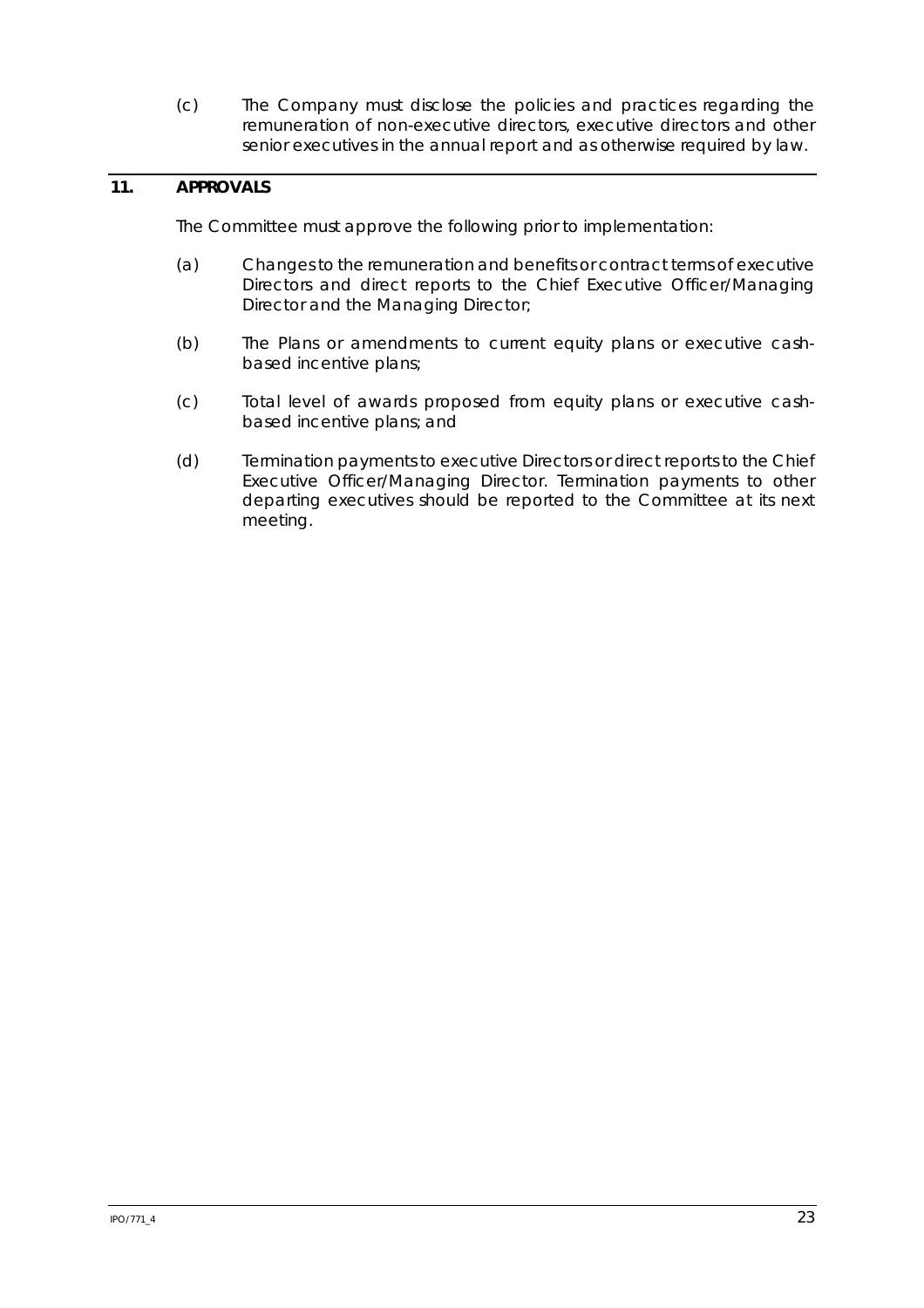(c) The Company must disclose the policies and practices regarding the remuneration of non-executive directors, executive directors and other senior executives in the annual report and as otherwise required by law.

## 11. APPROVALS

The Committee must approve the following prior to implementation:

(a) Changes to the remuneration and benefits or contract terms of executive Directors and direct reports to the Chief Executive Officer/Managing Director and the Managing Director;

(b) The Plans or amendments to current equity plans or executive cash-based incentive plans;

(c) Total level of awards proposed from equity plans or executive cash-based incentive plans; and

(d) Termination payments to executive Directors or direct reports to the Chief Executive Officer/Managing Director. Termination payments to other departing executives should be reported to the Committee at its next meeting.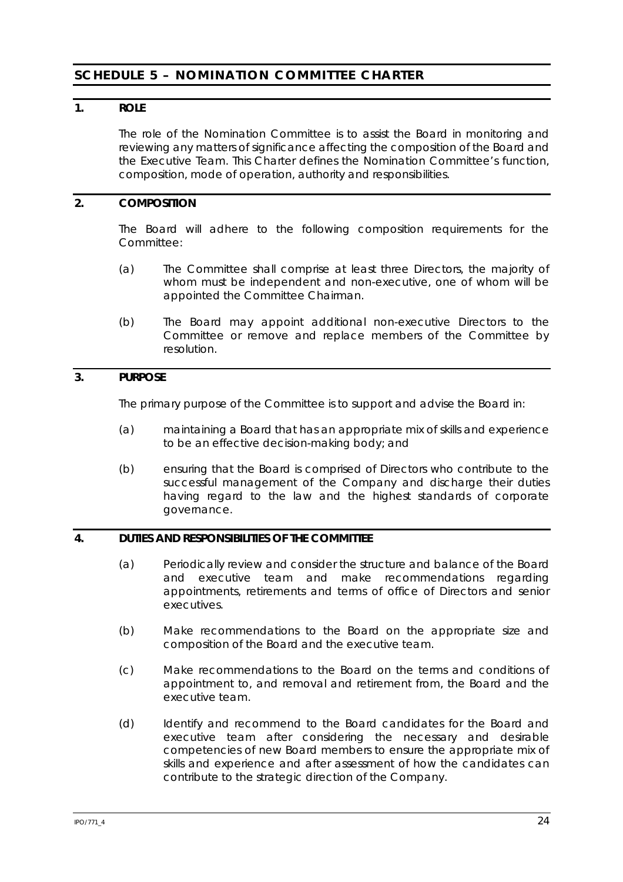# SCHEDULE 5 – NOMINATION COMMITTEE CHARTER

## 1. ROLE

The role of the Nomination Committee is to assist the Board in monitoring and reviewing any matters of significance affecting the composition of the Board and the Executive Team. This Charter defines the Nomination Committee's function, composition, mode of operation, authority and responsibilities.

## 2. COMPOSITION

The Board will adhere to the following composition requirements for the Committee:

(a) The Committee shall comprise at least three Directors, the majority of whom must be independent and non-executive, one of whom will be appointed the Committee Chairman.

(b) The Board may appoint additional non-executive Directors to the Committee or remove and replace members of the Committee by resolution.

## 3. PURPOSE

The primary purpose of the Committee is to support and advise the Board in:

(a) maintaining a Board that has an appropriate mix of skills and experience to be an effective decision-making body; and

(b) ensuring that the Board is comprised of Directors who contribute to the successful management of the Company and discharge their duties having regard to the law and the highest standards of corporate governance.

## 4. DUTIES AND RESPONSIBILITIES OF THE COMMITTEE

(a) Periodically review and consider the structure and balance of the Board and executive team and make recommendations regarding appointments, retirements and terms of office of Directors and senior executives.

(b) Make recommendations to the Board on the appropriate size and composition of the Board and the executive team.

(c) Make recommendations to the Board on the terms and conditions of appointment to, and removal and retirement from, the Board and the executive team.

(d) Identify and recommend to the Board candidates for the Board and executive team after considering the necessary and desirable competencies of new Board members to ensure the appropriate mix of skills and experience and after assessment of how the candidates can contribute to the strategic direction of the Company.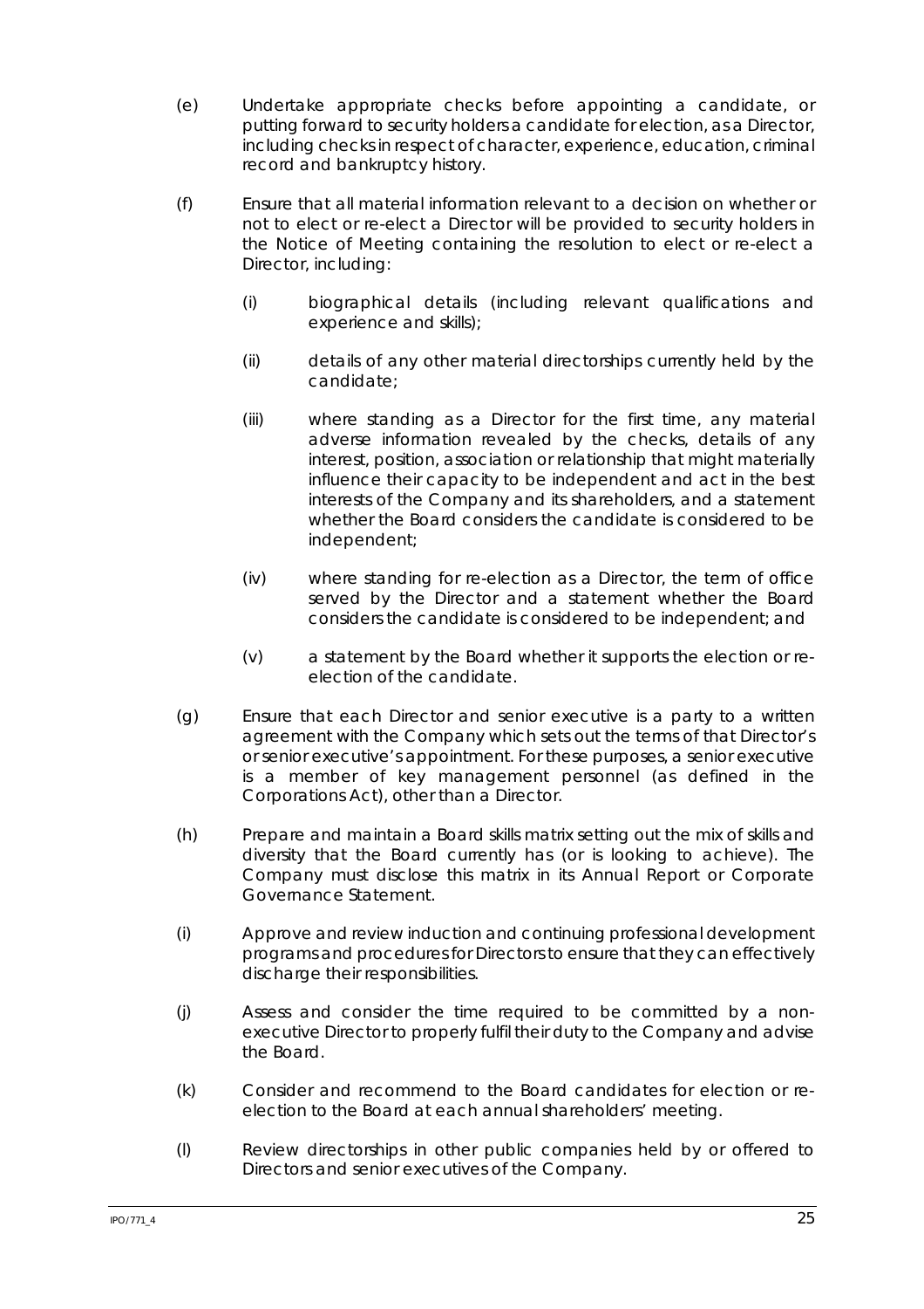(e) Undertake appropriate checks before appointing a candidate, or putting forward to security holders a candidate for election, as a Director, including checks in respect of character, experience, education, criminal record and bankruptcy history.

(f) Ensure that all material information relevant to a decision on whether or not to elect or re-elect a Director will be provided to security holders in the Notice of Meeting containing the resolution to elect or re-elect a Director, including:

  (i) biographical details (including relevant qualifications and experience and skills);

  (ii) details of any other material directorships currently held by the candidate;

  (iii) where standing as a Director for the first time, any material adverse information revealed by the checks, details of any interest, position, association or relationship that might materially influence their capacity to be independent and act in the best interests of the Company and its shareholders, and a statement whether the Board considers the candidate is considered to be independent;

  (iv) where standing for re-election as a Director, the term of office served by the Director and a statement whether the Board considers the candidate is considered to be independent; and

  (v) a statement by the Board whether it supports the election or re-election of the candidate.

(g) Ensure that each Director and senior executive is a party to a written agreement with the Company which sets out the terms of that Director's or senior executive's appointment. For these purposes, a senior executive is a member of key management personnel (as defined in the Corporations Act), other than a Director.

(h) Prepare and maintain a Board skills matrix setting out the mix of skills and diversity that the Board currently has (or is looking to achieve). The Company must disclose this matrix in its Annual Report or Corporate Governance Statement.

(i) Approve and review induction and continuing professional development programs and procedures for Directors to ensure that they can effectively discharge their responsibilities.

(j) Assess and consider the time required to be committed by a non-executive Director to properly fulfil their duty to the Company and advise the Board.

(k) Consider and recommend to the Board candidates for election or re-election to the Board at each annual shareholders' meeting.

(l) Review directorships in other public companies held by or offered to Directors and senior executives of the Company.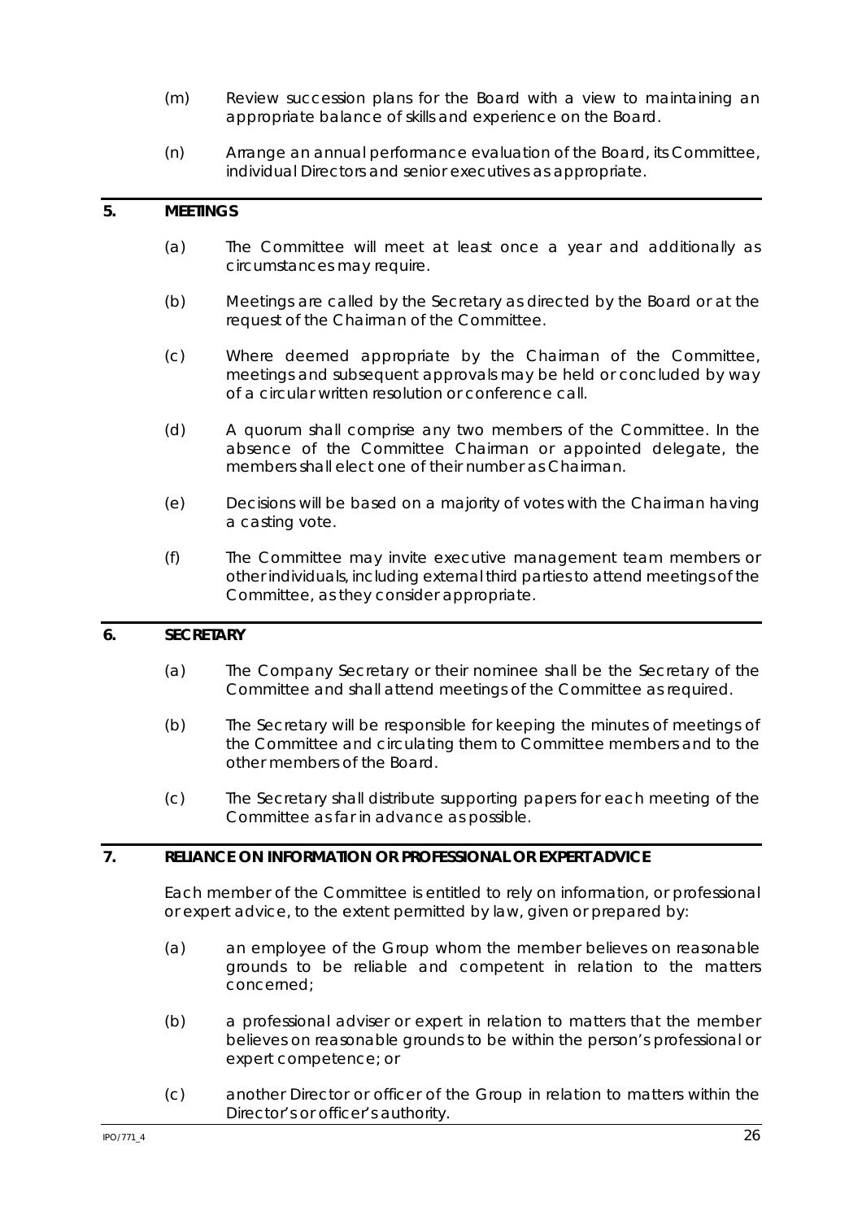(m) Review succession plans for the Board with a view to maintaining an appropriate balance of skills and experience on the Board.

(n) Arrange an annual performance evaluation of the Board, its Committee, individual Directors and senior executives as appropriate.

## 5. MEETINGS

(a) The Committee will meet at least once a year and additionally as circumstances may require.

(b) Meetings are called by the Secretary as directed by the Board or at the request of the Chairman of the Committee.

(c) Where deemed appropriate by the Chairman of the Committee, meetings and subsequent approvals may be held or concluded by way of a circular written resolution or conference call.

(d) A quorum shall comprise any two members of the Committee. In the absence of the Committee Chairman or appointed delegate, the members shall elect one of their number as Chairman.

(e) Decisions will be based on a majority of votes with the Chairman having a casting vote.

(f) The Committee may invite executive management team members or other individuals, including external third parties to attend meetings of the Committee, as they consider appropriate.

## 6. SECRETARY

(a) The Company Secretary or their nominee shall be the Secretary of the Committee and shall attend meetings of the Committee as required.

(b) The Secretary will be responsible for keeping the minutes of meetings of the Committee and circulating them to Committee members and to the other members of the Board.

(c) The Secretary shall distribute supporting papers for each meeting of the Committee as far in advance as possible.

## 7. RELIANCE ON INFORMATION OR PROFESSIONAL OR EXPERT ADVICE

Each member of the Committee is entitled to rely on information, or professional or expert advice, to the extent permitted by law, given or prepared by:

(a) an employee of the Group whom the member believes on reasonable grounds to be reliable and competent in relation to the matters concerned;

(b) a professional adviser or expert in relation to matters that the member believes on reasonable grounds to be within the person's professional or expert competence; or

(c) another Director or officer of the Group in relation to matters within the Director's or officer's authority.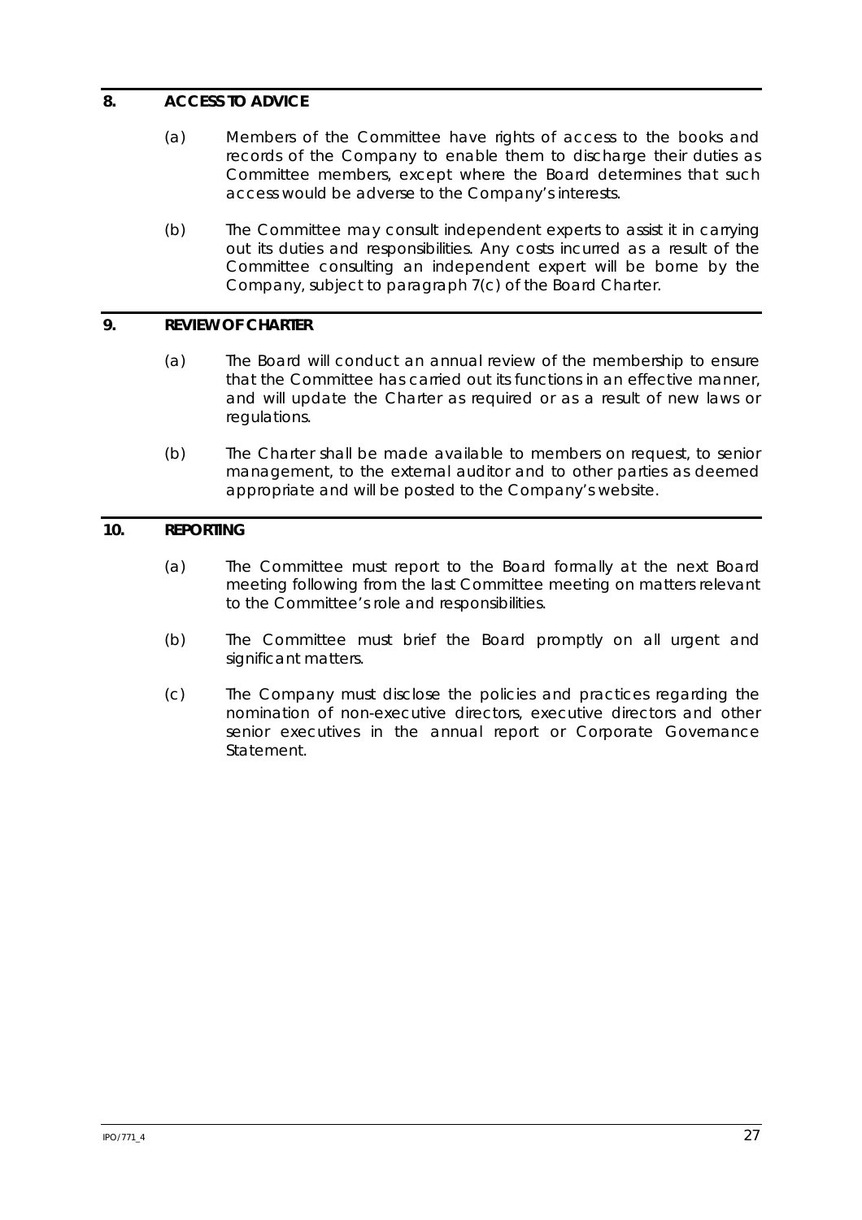## 8. ACCESS TO ADVICE

(a) Members of the Committee have rights of access to the books and records of the Company to enable them to discharge their duties as Committee members, except where the Board determines that such access would be adverse to the Company's interests.

(b) The Committee may consult independent experts to assist it in carrying out its duties and responsibilities. Any costs incurred as a result of the Committee consulting an independent expert will be borne by the Company, subject to paragraph 7(c) of the Board Charter.

## 9. REVIEW OF CHARTER

(a) The Board will conduct an annual review of the membership to ensure that the Committee has carried out its functions in an effective manner, and will update the Charter as required or as a result of new laws or regulations.

(b) The Charter shall be made available to members on request, to senior management, to the external auditor and to other parties as deemed appropriate and will be posted to the Company's website.

## 10. REPORTING

(a) The Committee must report to the Board formally at the next Board meeting following from the last Committee meeting on matters relevant to the Committee's role and responsibilities.

(b) The Committee must brief the Board promptly on all urgent and significant matters.

(c) The Company must disclose the policies and practices regarding the nomination of non-executive directors, executive directors and other senior executives in the annual report or Corporate Governance Statement.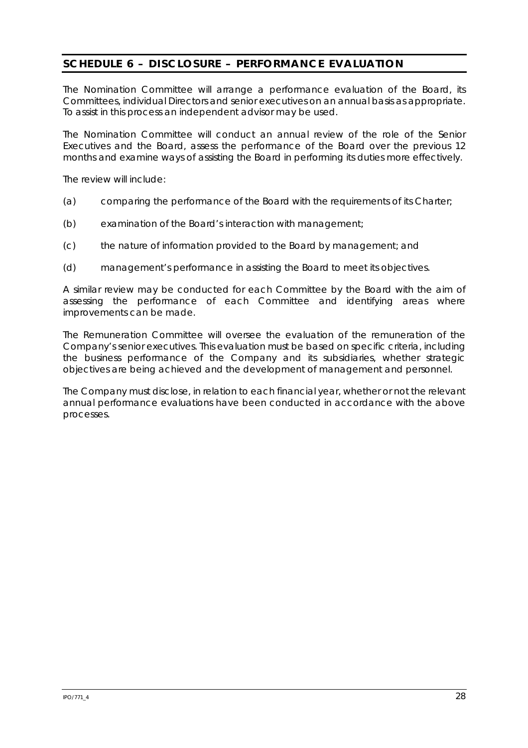## SCHEDULE 6 – DISCLOSURE – PERFORMANCE EVALUATION

The Nomination Committee will arrange a performance evaluation of the Board, its Committees, individual Directors and senior executives on an annual basis as appropriate. To assist in this process an independent advisor may be used.

The Nomination Committee will conduct an annual review of the role of the Senior Executives and the Board, assess the performance of the Board over the previous 12 months and examine ways of assisting the Board in performing its duties more effectively.

The review will include:

(a) comparing the performance of the Board with the requirements of its Charter;

(b) examination of the Board's interaction with management;

(c) the nature of information provided to the Board by management; and

(d) management's performance in assisting the Board to meet its objectives.

A similar review may be conducted for each Committee by the Board with the aim of assessing the performance of each Committee and identifying areas where improvements can be made.

The Remuneration Committee will oversee the evaluation of the remuneration of the Company's senior executives. This evaluation must be based on specific criteria, including the business performance of the Company and its subsidiaries, whether strategic objectives are being achieved and the development of management and personnel.

The Company must disclose, in relation to each financial year, whether or not the relevant annual performance evaluations have been conducted in accordance with the above processes.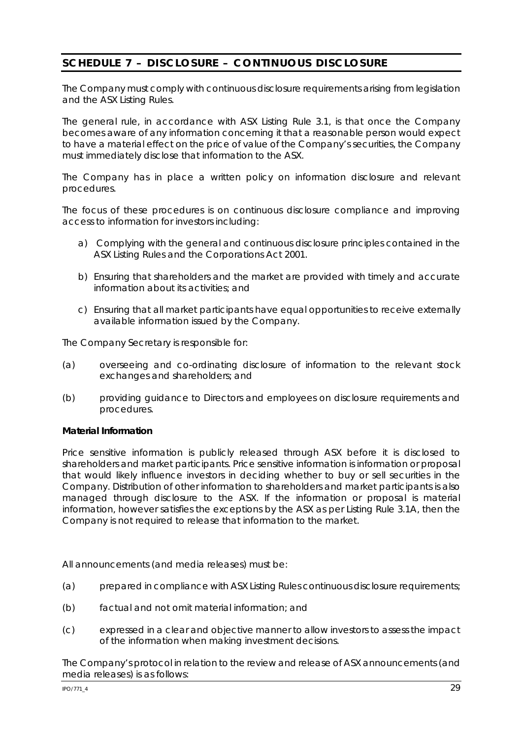## SCHEDULE 7 – DISCLOSURE – CONTINUOUS DISCLOSURE

The Company must comply with continuous disclosure requirements arising from legislation and the ASX Listing Rules.

The general rule, in accordance with ASX Listing Rule 3.1, is that once the Company becomes aware of any information concerning it that a reasonable person would expect to have a material effect on the price of value of the Company's securities, the Company must immediately disclose that information to the ASX.

The Company has in place a written policy on information disclosure and relevant procedures.

The focus of these procedures is on continuous disclosure compliance and improving access to information for investors including:

a) Complying with the general and continuous disclosure principles contained in the ASX Listing Rules and the Corporations Act 2001.

b) Ensuring that shareholders and the market are provided with timely and accurate information about its activities; and

c) Ensuring that all market participants have equal opportunities to receive externally available information issued by the Company.

The Company Secretary is responsible for:

(a) overseeing and co-ordinating disclosure of information to the relevant stock exchanges and shareholders; and

(b) providing guidance to Directors and employees on disclosure requirements and procedures.

**Material Information**

Price sensitive information is publicly released through ASX before it is disclosed to shareholders and market participants. Price sensitive information is information or proposal that would likely influence investors in deciding whether to buy or sell securities in the Company. Distribution of other information to shareholders and market participants is also managed through disclosure to the ASX. If the information or proposal is material information, however satisfies the exceptions by the ASX as per Listing Rule 3.1A, then the Company is not required to release that information to the market.

All announcements (and media releases) must be:

(a) prepared in compliance with ASX Listing Rules continuous disclosure requirements;

(b) factual and not omit material information; and

(c) expressed in a clear and objective manner to allow investors to assess the impact of the information when making investment decisions.

The Company's protocol in relation to the review and release of ASX announcements (and media releases) is as follows: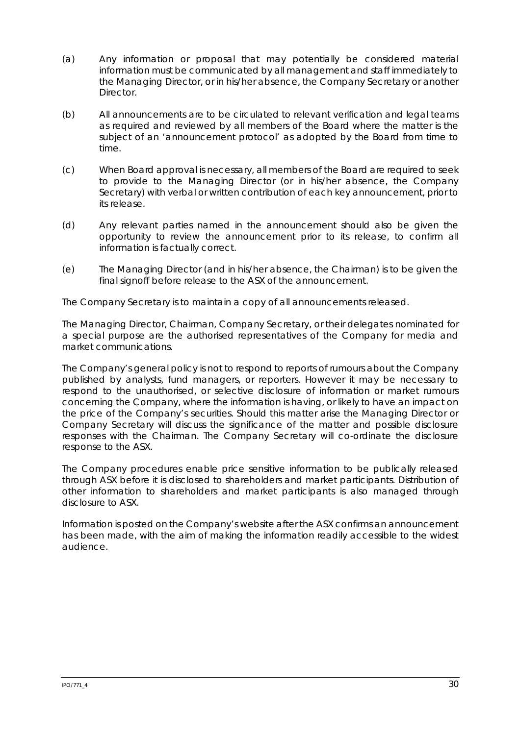(a) Any information or proposal that may potentially be considered material information must be communicated by all management and staff immediately to the Managing Director, or in his/her absence, the Company Secretary or another Director.

(b) All announcements are to be circulated to relevant verification and legal teams as required and reviewed by all members of the Board where the matter is the subject of an 'announcement protocol' as adopted by the Board from time to time.

(c) When Board approval is necessary, all members of the Board are required to seek to provide to the Managing Director (or in his/her absence, the Company Secretary) with verbal or written contribution of each key announcement, prior to its release.

(d) Any relevant parties named in the announcement should also be given the opportunity to review the announcement prior to its release, to confirm all information is factually correct.

(e) The Managing Director (and in his/her absence, the Chairman) is to be given the final signoff before release to the ASX of the announcement.

The Company Secretary is to maintain a copy of all announcements released.

The Managing Director, Chairman, Company Secretary, or their delegates nominated for a special purpose are the authorised representatives of the Company for media and market communications.

The Company's general policy is not to respond to reports of rumours about the Company published by analysts, fund managers, or reporters. However it may be necessary to respond to the unauthorised, or selective disclosure of information or market rumours concerning the Company, where the information is having, or likely to have an impact on the price of the Company's securities. Should this matter arise the Managing Director or Company Secretary will discuss the significance of the matter and possible disclosure responses with the Chairman. The Company Secretary will co-ordinate the disclosure response to the ASX.

The Company procedures enable price sensitive information to be publically released through ASX before it is disclosed to shareholders and market participants. Distribution of other information to shareholders and market participants is also managed through disclosure to ASX.

Information is posted on the Company's website after the ASX confirms an announcement has been made, with the aim of making the information readily accessible to the widest audience.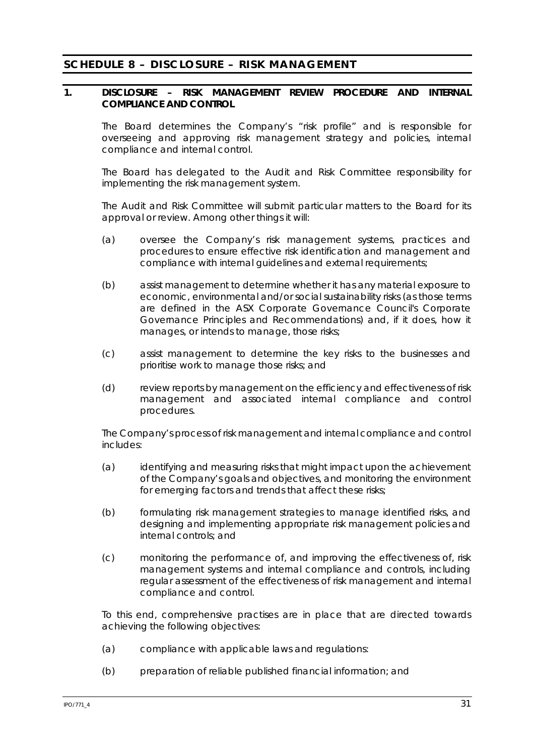## SCHEDULE 8 – DISCLOSURE – RISK MANAGEMENT

### 1. DISCLOSURE – RISK MANAGEMENT REVIEW PROCEDURE AND INTERNAL COMPLIANCE AND CONTROL

The Board determines the Company's "risk profile" and is responsible for overseeing and approving risk management strategy and policies, internal compliance and internal control.

The Board has delegated to the Audit and Risk Committee responsibility for implementing the risk management system.

The Audit and Risk Committee will submit particular matters to the Board for its approval or review. Among other things it will:

(a) oversee the Company's risk management systems, practices and procedures to ensure effective risk identification and management and compliance with internal guidelines and external requirements;

(b) assist management to determine whether it has any material exposure to economic, environmental and/or social sustainability risks (as those terms are defined in the ASX Corporate Governance Council's Corporate Governance Principles and Recommendations) and, if it does, how it manages, or intends to manage, those risks;

(c) assist management to determine the key risks to the businesses and prioritise work to manage those risks; and

(d) review reports by management on the efficiency and effectiveness of risk management and associated internal compliance and control procedures.

The Company's process of risk management and internal compliance and control includes:

(a) identifying and measuring risks that might impact upon the achievement of the Company's goals and objectives, and monitoring the environment for emerging factors and trends that affect these risks;

(b) formulating risk management strategies to manage identified risks, and designing and implementing appropriate risk management policies and internal controls; and

(c) monitoring the performance of, and improving the effectiveness of, risk management systems and internal compliance and controls, including regular assessment of the effectiveness of risk management and internal compliance and control.

To this end, comprehensive practises are in place that are directed towards achieving the following objectives:

(a) compliance with applicable laws and regulations:

(b) preparation of reliable published financial information; and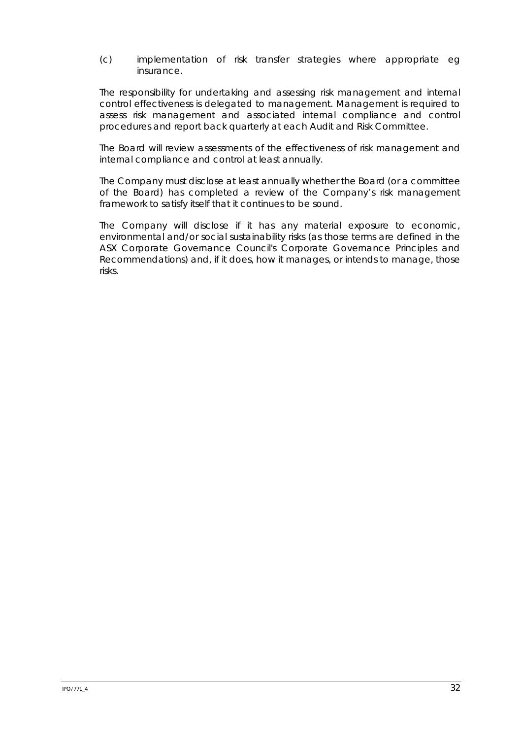(c) implementation of risk transfer strategies where appropriate eg insurance.

The responsibility for undertaking and assessing risk management and internal control effectiveness is delegated to management. Management is required to assess risk management and associated internal compliance and control procedures and report back quarterly at each Audit and Risk Committee.

The Board will review assessments of the effectiveness of risk management and internal compliance and control at least annually.

The Company must disclose at least annually whether the Board (or a committee of the Board) has completed a review of the Company's risk management framework to satisfy itself that it continues to be sound.

The Company will disclose if it has any material exposure to economic, environmental and/or social sustainability risks (as those terms are defined in the ASX Corporate Governance Council's Corporate Governance Principles and Recommendations) and, if it does, how it manages, or intends to manage, those risks.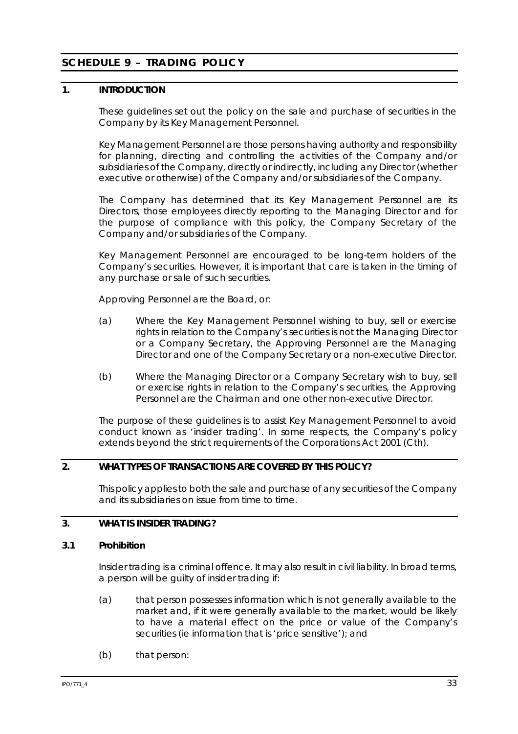# SCHEDULE 9 – TRADING POLICY

## 1. INTRODUCTION

These guidelines set out the policy on the sale and purchase of securities in the Company by its Key Management Personnel.

Key Management Personnel are those persons having authority and responsibility for planning, directing and controlling the activities of the Company and/or subsidiaries of the Company, directly or indirectly, including any Director (whether executive or otherwise) of the Company and/or subsidiaries of the Company.

The Company has determined that its Key Management Personnel are its Directors, those employees directly reporting to the Managing Director and for the purpose of compliance with this policy, the Company Secretary of the Company and/or subsidiaries of the Company.

Key Management Personnel are encouraged to be long-term holders of the Company's securities. However, it is important that care is taken in the timing of any purchase or sale of such securities.

Approving Personnel are the Board, or:

(a) Where the Key Management Personnel wishing to buy, sell or exercise rights in relation to the Company's securities is not the Managing Director or a Company Secretary, the Approving Personnel are the Managing Director and one of the Company Secretary or a non-executive Director.

(b) Where the Managing Director or a Company Secretary wish to buy, sell or exercise rights in relation to the Company's securities, the Approving Personnel are the Chairman and one other non-executive Director.

The purpose of these guidelines is to assist Key Management Personnel to avoid conduct known as 'insider trading'. In some respects, the Company's policy extends beyond the strict requirements of the Corporations Act 2001 (Cth).

## 2. WHAT TYPES OF TRANSACTIONS ARE COVERED BY THIS POLICY?

This policy applies to both the sale and purchase of any securities of the Company and its subsidiaries on issue from time to time.

## 3. WHAT IS INSIDER TRADING?

### 3.1 Prohibition

Insider trading is a criminal offence. It may also result in civil liability. In broad terms, a person will be guilty of insider trading if:

(a) that person possesses information which is not generally available to the market and, if it were generally available to the market, would be likely to have a material effect on the price or value of the Company's securities (ie information that is 'price sensitive'); and

(b) that person: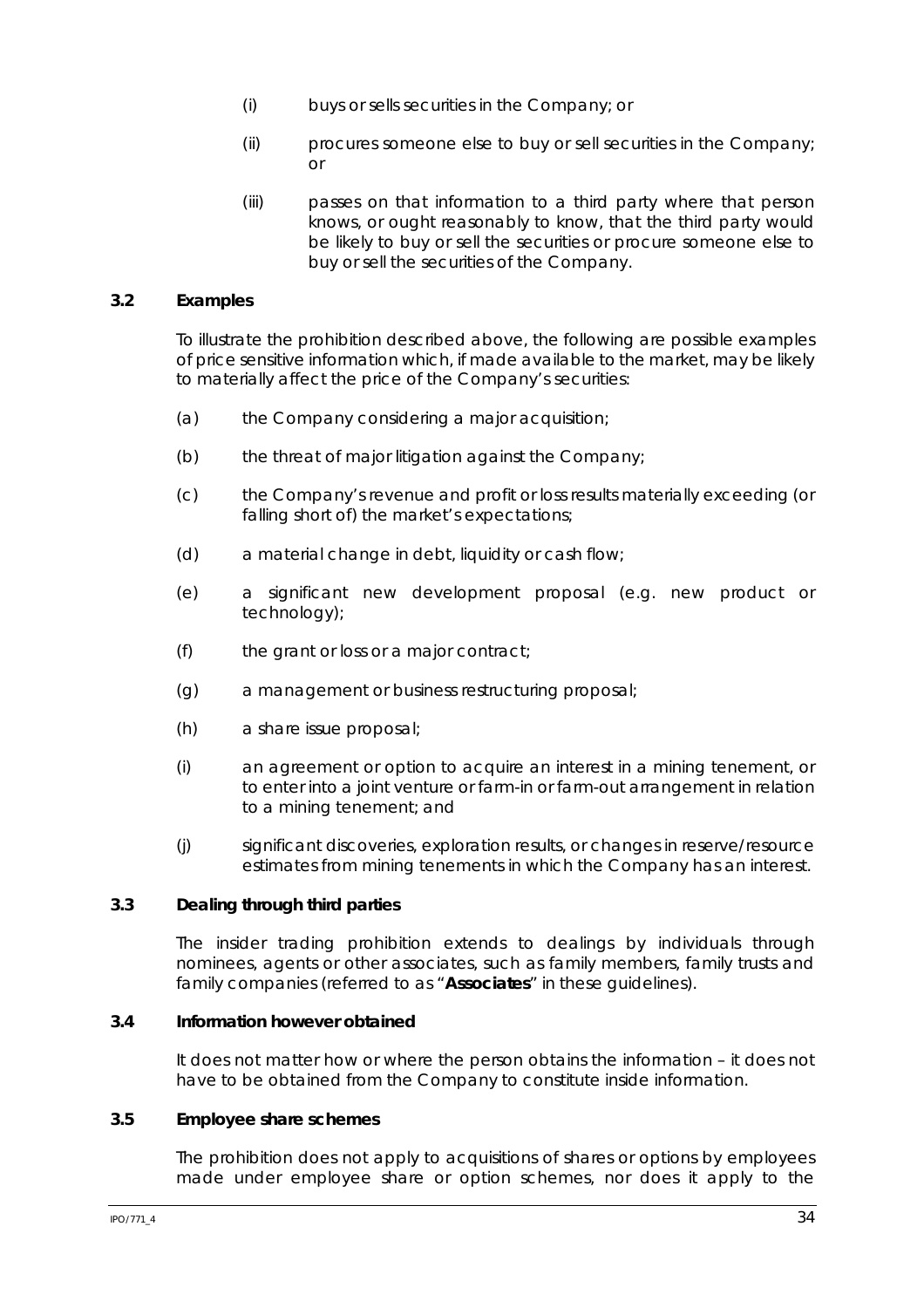(i) buys or sells securities in the Company; or

(ii) procures someone else to buy or sell securities in the Company; or

(iii) passes on that information to a third party where that person knows, or ought reasonably to know, that the third party would be likely to buy or sell the securities or procure someone else to buy or sell the securities of the Company.

**3.2 Examples**

To illustrate the prohibition described above, the following are possible examples of price sensitive information which, if made available to the market, may be likely to materially affect the price of the Company's securities:

(a) the Company considering a major acquisition;

(b) the threat of major litigation against the Company;

(c) the Company's revenue and profit or loss results materially exceeding (or falling short of) the market's expectations;

(d) a material change in debt, liquidity or cash flow;

(e) a significant new development proposal (e.g. new product or technology);

(f) the grant or loss or a major contract;

(g) a management or business restructuring proposal;

(h) a share issue proposal;

(i) an agreement or option to acquire an interest in a mining tenement, or to enter into a joint venture or farm-in or farm-out arrangement in relation to a mining tenement; and

(j) significant discoveries, exploration results, or changes in reserve/resource estimates from mining tenements in which the Company has an interest.

**3.3 Dealing through third parties**

The insider trading prohibition extends to dealings by individuals through nominees, agents or other associates, such as family members, family trusts and family companies (referred to as "**Associates**" in these guidelines).

**3.4 Information however obtained**

It does not matter how or where the person obtains the information – it does not have to be obtained from the Company to constitute inside information.

**3.5 Employee share schemes**

The prohibition does not apply to acquisitions of shares or options by employees made under employee share or option schemes, nor does it apply to the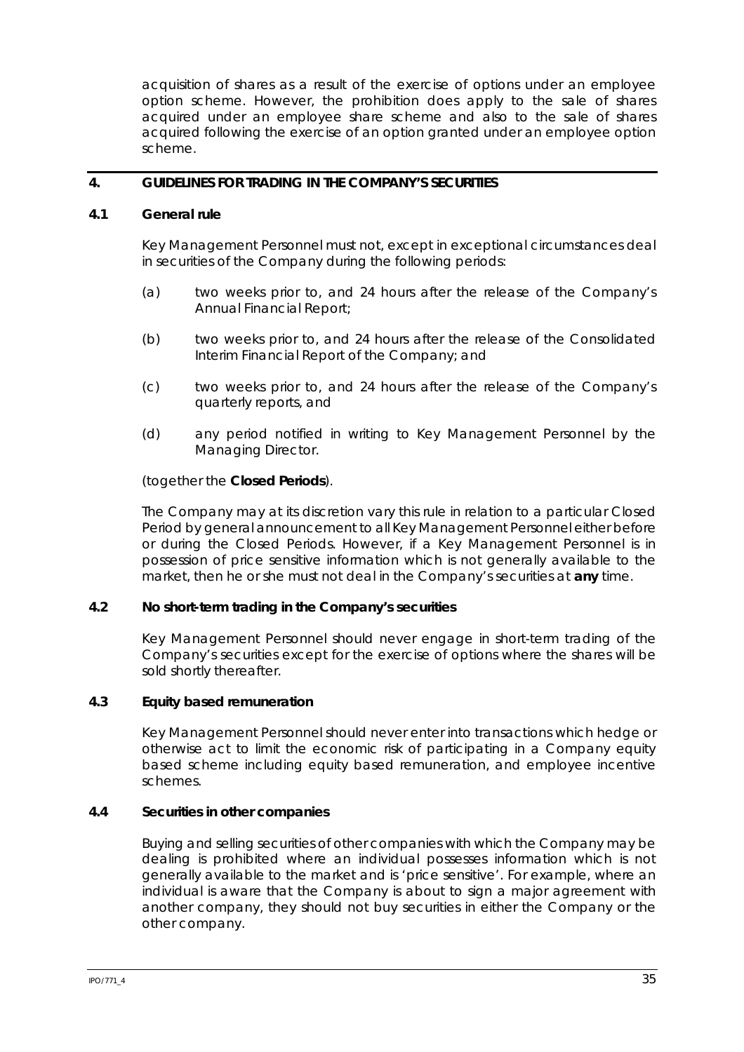acquisition of shares as a result of the exercise of options under an employee option scheme. However, the prohibition does apply to the sale of shares acquired under an employee share scheme and also to the sale of shares acquired following the exercise of an option granted under an employee option scheme.

## 4. GUIDELINES FOR TRADING IN THE COMPANY'S SECURITIES

### 4.1 General rule

Key Management Personnel must not, except in exceptional circumstances deal in securities of the Company during the following periods:

(a) two weeks prior to, and 24 hours after the release of the Company's Annual Financial Report;

(b) two weeks prior to, and 24 hours after the release of the Consolidated Interim Financial Report of the Company; and

(c) two weeks prior to, and 24 hours after the release of the Company's quarterly reports, and

(d) any period notified in writing to Key Management Personnel by the Managing Director.

(together the **Closed Periods**).

The Company may at its discretion vary this rule in relation to a particular Closed Period by general announcement to all Key Management Personnel either before or during the Closed Periods. However, if a Key Management Personnel is in possession of price sensitive information which is not generally available to the market, then he or she must not deal in the Company's securities at **any** time.

### 4.2 No short-term trading in the Company's securities

Key Management Personnel should never engage in short-term trading of the Company's securities except for the exercise of options where the shares will be sold shortly thereafter.

### 4.3 Equity based remuneration

Key Management Personnel should never enter into transactions which hedge or otherwise act to limit the economic risk of participating in a Company equity based scheme including equity based remuneration, and employee incentive schemes.

### 4.4 Securities in other companies

Buying and selling securities of other companies with which the Company may be dealing is prohibited where an individual possesses information which is not generally available to the market and is 'price sensitive'. For example, where an individual is aware that the Company is about to sign a major agreement with another company, they should not buy securities in either the Company or the other company.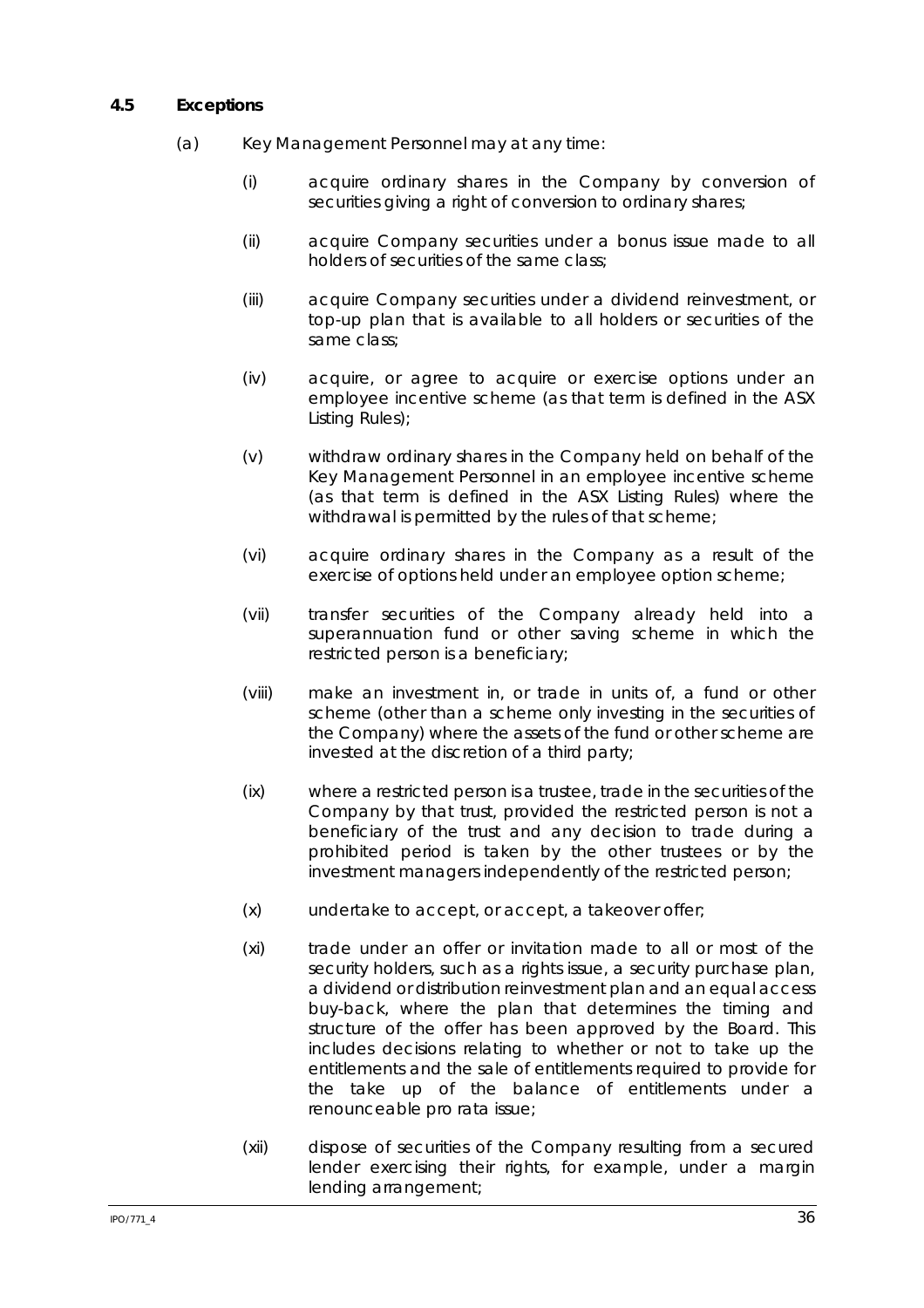### 4.5 Exceptions

(a) Key Management Personnel may at any time:

(i) acquire ordinary shares in the Company by conversion of securities giving a right of conversion to ordinary shares;

(ii) acquire Company securities under a bonus issue made to all holders of securities of the same class;

(iii) acquire Company securities under a dividend reinvestment, or top-up plan that is available to all holders or securities of the same class;

(iv) acquire, or agree to acquire or exercise options under an employee incentive scheme (as that term is defined in the ASX Listing Rules);

(v) withdraw ordinary shares in the Company held on behalf of the Key Management Personnel in an employee incentive scheme (as that term is defined in the ASX Listing Rules) where the withdrawal is permitted by the rules of that scheme;

(vi) acquire ordinary shares in the Company as a result of the exercise of options held under an employee option scheme;

(vii) transfer securities of the Company already held into a superannuation fund or other saving scheme in which the restricted person is a beneficiary;

(viii) make an investment in, or trade in units of, a fund or other scheme (other than a scheme only investing in the securities of the Company) where the assets of the fund or other scheme are invested at the discretion of a third party;

(ix) where a restricted person is a trustee, trade in the securities of the Company by that trust, provided the restricted person is not a beneficiary of the trust and any decision to trade during a prohibited period is taken by the other trustees or by the investment managers independently of the restricted person;

(x) undertake to accept, or accept, a takeover offer;

(xi) trade under an offer or invitation made to all or most of the security holders, such as a rights issue, a security purchase plan, a dividend or distribution reinvestment plan and an equal access buy-back, where the plan that determines the timing and structure of the offer has been approved by the Board. This includes decisions relating to whether or not to take up the entitlements and the sale of entitlements required to provide for the take up of the balance of entitlements under a renounceable pro rata issue;

(xii) dispose of securities of the Company resulting from a secured lender exercising their rights, for example, under a margin lending arrangement;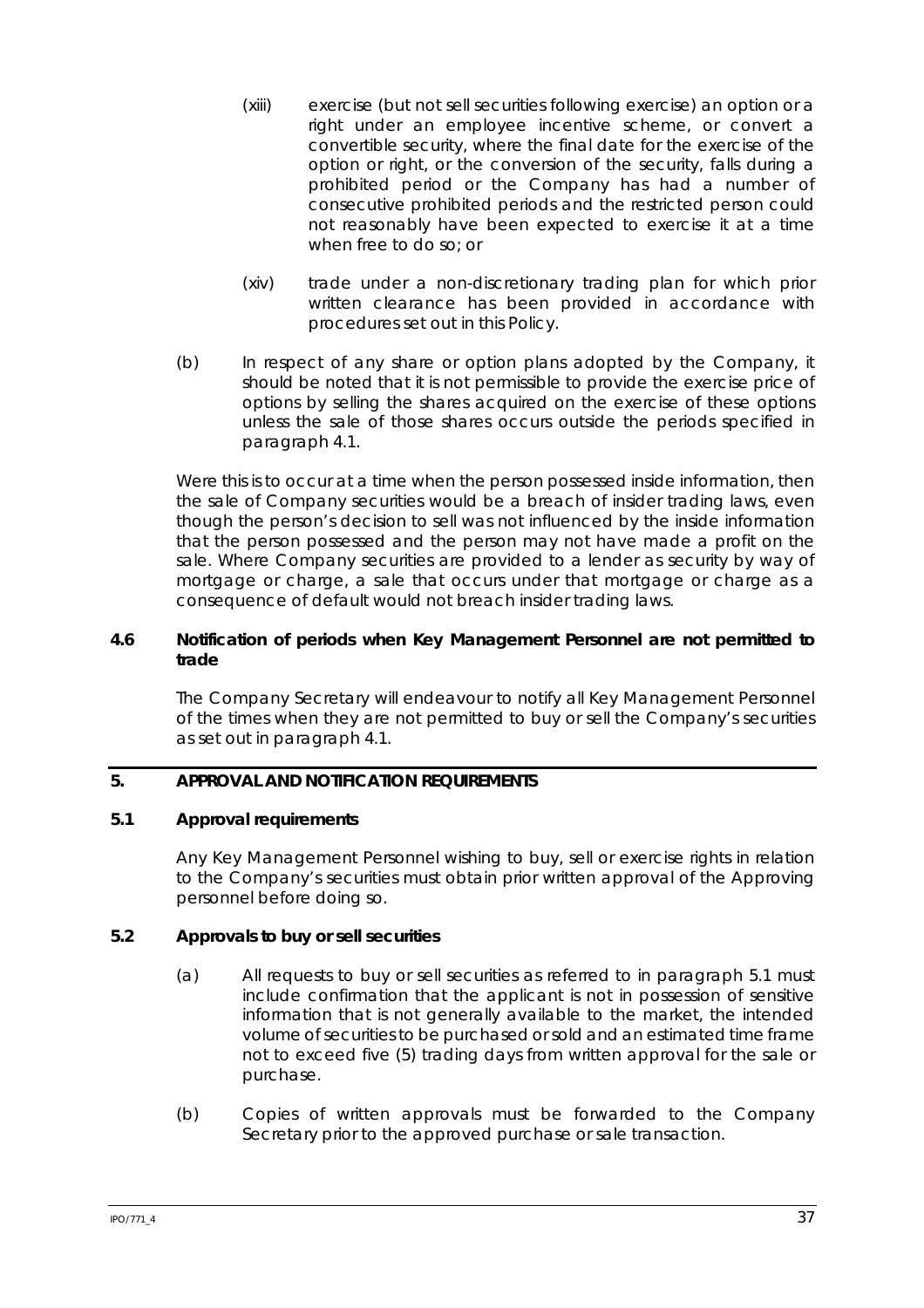(xiii) exercise (but not sell securities following exercise) an option or a right under an employee incentive scheme, or convert a convertible security, where the final date for the exercise of the option or right, or the conversion of the security, falls during a prohibited period or the Company has had a number of consecutive prohibited periods and the restricted person could not reasonably have been expected to exercise it at a time when free to do so; or

(xiv) trade under a non-discretionary trading plan for which prior written clearance has been provided in accordance with procedures set out in this Policy.

(b) In respect of any share or option plans adopted by the Company, it should be noted that it is not permissible to provide the exercise price of options by selling the shares acquired on the exercise of these options unless the sale of those shares occurs outside the periods specified in paragraph 4.1.

Were this is to occur at a time when the person possessed inside information, then the sale of Company securities would be a breach of insider trading laws, even though the person's decision to sell was not influenced by the inside information that the person possessed and the person may not have made a profit on the sale. Where Company securities are provided to a lender as security by way of mortgage or charge, a sale that occurs under that mortgage or charge as a consequence of default would not breach insider trading laws.

### 4.6 Notification of periods when Key Management Personnel are not permitted to trade

The Company Secretary will endeavour to notify all Key Management Personnel of the times when they are not permitted to buy or sell the Company's securities as set out in paragraph 4.1.

## 5. APPROVAL AND NOTIFICATION REQUIREMENTS

### 5.1 Approval requirements

Any Key Management Personnel wishing to buy, sell or exercise rights in relation to the Company's securities must obtain prior written approval of the Approving personnel before doing so.

### 5.2 Approvals to buy or sell securities

(a) All requests to buy or sell securities as referred to in paragraph 5.1 must include confirmation that the applicant is not in possession of sensitive information that is not generally available to the market, the intended volume of securities to be purchased or sold and an estimated time frame not to exceed five (5) trading days from written approval for the sale or purchase.

(b) Copies of written approvals must be forwarded to the Company Secretary prior to the approved purchase or sale transaction.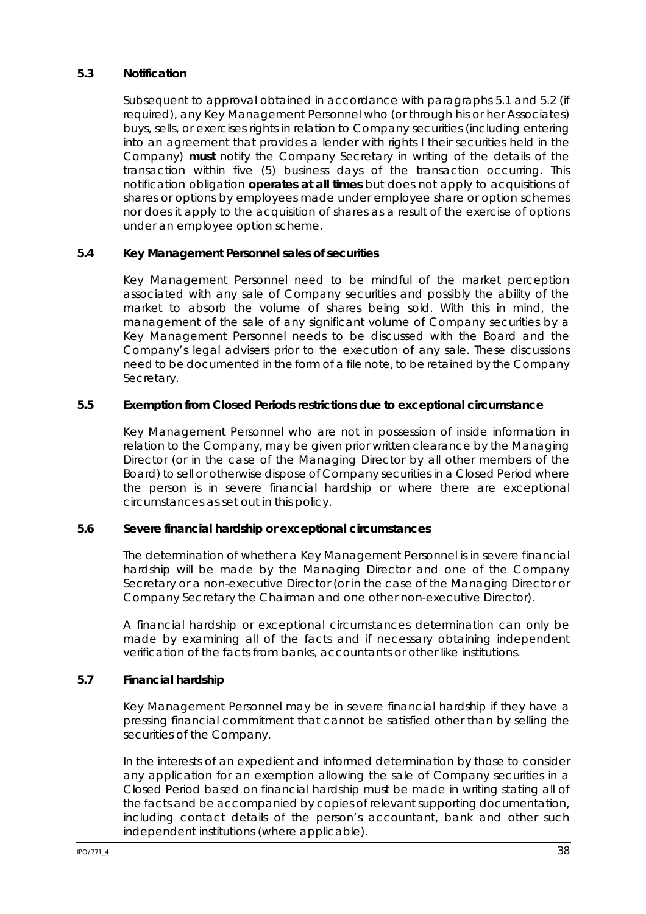### 5.3 Notification

Subsequent to approval obtained in accordance with paragraphs 5.1 and 5.2 (if required), any Key Management Personnel who (or through his or her Associates) buys, sells, or exercises rights in relation to Company securities (including entering into an agreement that provides a lender with rights I their securities held in the Company) **must** notify the Company Secretary in writing of the details of the transaction within five (5) business days of the transaction occurring. This notification obligation **operates at all times** but does not apply to acquisitions of shares or options by employees made under employee share or option schemes nor does it apply to the acquisition of shares as a result of the exercise of options under an employee option scheme.

### 5.4 Key Management Personnel sales of securities

Key Management Personnel need to be mindful of the market perception associated with any sale of Company securities and possibly the ability of the market to absorb the volume of shares being sold. With this in mind, the management of the sale of any significant volume of Company securities by a Key Management Personnel needs to be discussed with the Board and the Company's legal advisers prior to the execution of any sale. These discussions need to be documented in the form of a file note, to be retained by the Company Secretary.

### 5.5 Exemption from Closed Periods restrictions due to exceptional circumstance

Key Management Personnel who are not in possession of inside information in relation to the Company, may be given prior written clearance by the Managing Director (or in the case of the Managing Director by all other members of the Board) to sell or otherwise dispose of Company securities in a Closed Period where the person is in severe financial hardship or where there are exceptional circumstances as set out in this policy.

### 5.6 Severe financial hardship or exceptional circumstances

The determination of whether a Key Management Personnel is in severe financial hardship will be made by the Managing Director and one of the Company Secretary or a non-executive Director (or in the case of the Managing Director or Company Secretary the Chairman and one other non-executive Director).

A financial hardship or exceptional circumstances determination can only be made by examining all of the facts and if necessary obtaining independent verification of the facts from banks, accountants or other like institutions.

### 5.7 Financial hardship

Key Management Personnel may be in severe financial hardship if they have a pressing financial commitment that cannot be satisfied other than by selling the securities of the Company.

In the interests of an expedient and informed determination by those to consider any application for an exemption allowing the sale of Company securities in a Closed Period based on financial hardship must be made in writing stating all of the facts and be accompanied by copies of relevant supporting documentation, including contact details of the person's accountant, bank and other such independent institutions (where applicable).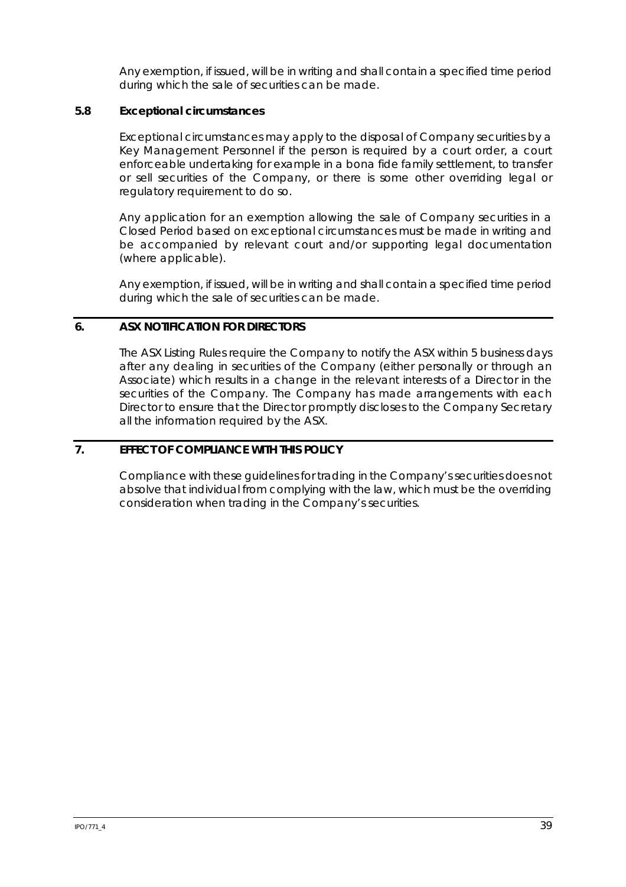Any exemption, if issued, will be in writing and shall contain a specified time period during which the sale of securities can be made.

### 5.8 Exceptional circumstances

Exceptional circumstances may apply to the disposal of Company securities by a Key Management Personnel if the person is required by a court order, a court enforceable undertaking for example in a bona fide family settlement, to transfer or sell securities of the Company, or there is some other overriding legal or regulatory requirement to do so.

Any application for an exemption allowing the sale of Company securities in a Closed Period based on exceptional circumstances must be made in writing and be accompanied by relevant court and/or supporting legal documentation (where applicable).

Any exemption, if issued, will be in writing and shall contain a specified time period during which the sale of securities can be made.

## 6. ASX NOTIFICATION FOR DIRECTORS

The ASX Listing Rules require the Company to notify the ASX within 5 business days after any dealing in securities of the Company (either personally or through an Associate) which results in a change in the relevant interests of a Director in the securities of the Company. The Company has made arrangements with each Director to ensure that the Director promptly discloses to the Company Secretary all the information required by the ASX.

## 7. EFFECT OF COMPLIANCE WITH THIS POLICY

Compliance with these guidelines for trading in the Company's securities does not absolve that individual from complying with the law, which must be the overriding consideration when trading in the Company's securities.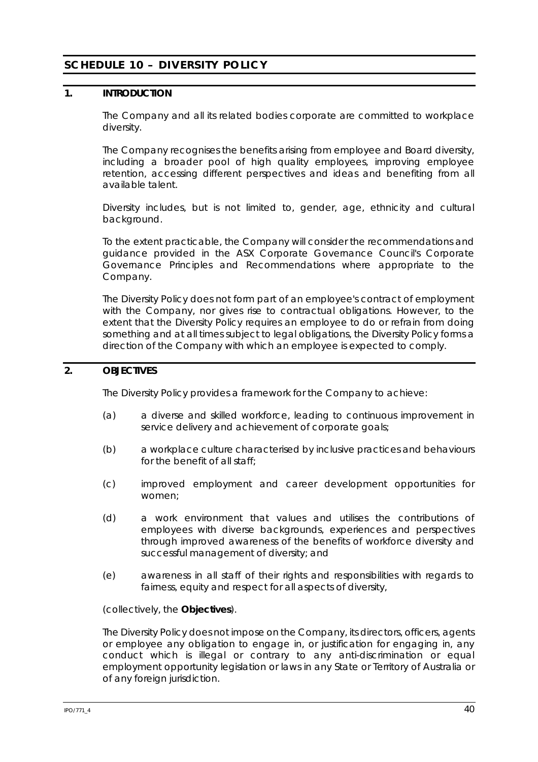## SCHEDULE 10 – DIVERSITY POLICY

### 1. INTRODUCTION

The Company and all its related bodies corporate are committed to workplace diversity.

The Company recognises the benefits arising from employee and Board diversity, including a broader pool of high quality employees, improving employee retention, accessing different perspectives and ideas and benefiting from all available talent.

Diversity includes, but is not limited to, gender, age, ethnicity and cultural background.

To the extent practicable, the Company will consider the recommendations and guidance provided in the ASX Corporate Governance Council's Corporate Governance Principles and Recommendations where appropriate to the Company.

The Diversity Policy does not form part of an employee's contract of employment with the Company, nor gives rise to contractual obligations. However, to the extent that the Diversity Policy requires an employee to do or refrain from doing something and at all times subject to legal obligations, the Diversity Policy forms a direction of the Company with which an employee is expected to comply.

### 2. OBJECTIVES

The Diversity Policy provides a framework for the Company to achieve:

(a) a diverse and skilled workforce, leading to continuous improvement in service delivery and achievement of corporate goals;

(b) a workplace culture characterised by inclusive practices and behaviours for the benefit of all staff;

(c) improved employment and career development opportunities for women;

(d) a work environment that values and utilises the contributions of employees with diverse backgrounds, experiences and perspectives through improved awareness of the benefits of workforce diversity and successful management of diversity; and

(e) awareness in all staff of their rights and responsibilities with regards to fairness, equity and respect for all aspects of diversity,

(collectively, the **Objectives**).

The Diversity Policy does not impose on the Company, its directors, officers, agents or employee any obligation to engage in, or justification for engaging in, any conduct which is illegal or contrary to any anti-discrimination or equal employment opportunity legislation or laws in any State or Territory of Australia or of any foreign jurisdiction.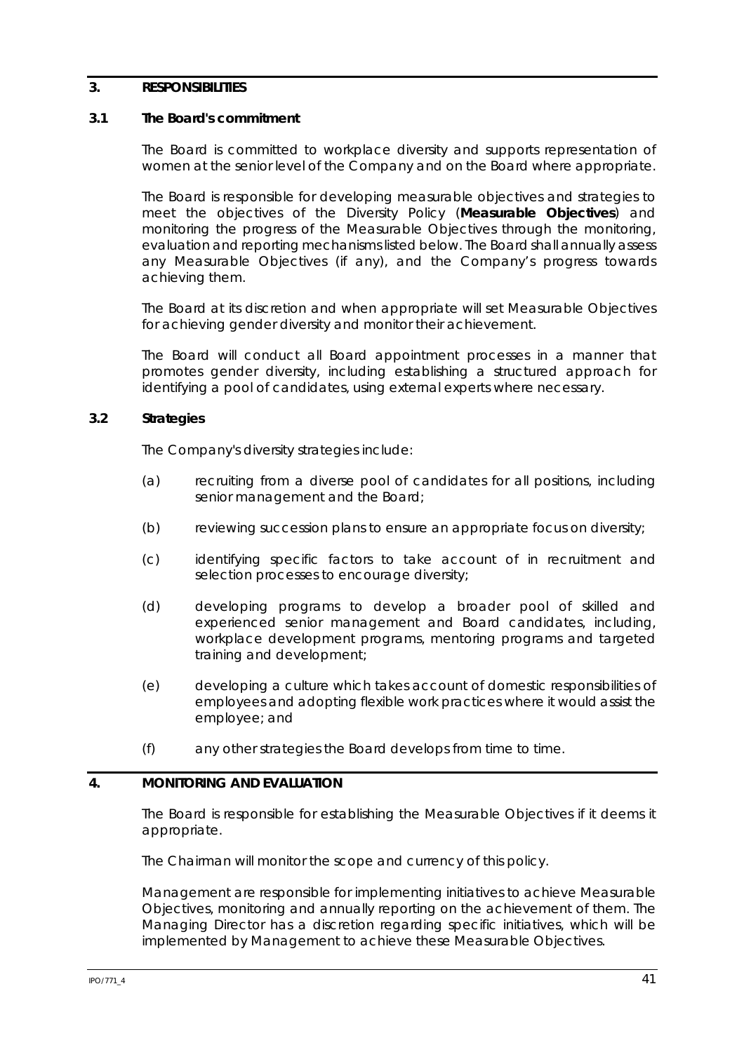## 3. RESPONSIBILITIES

### 3.1 The Board's commitment

The Board is committed to workplace diversity and supports representation of women at the senior level of the Company and on the Board where appropriate.

The Board is responsible for developing measurable objectives and strategies to meet the objectives of the Diversity Policy (**Measurable Objectives**) and monitoring the progress of the Measurable Objectives through the monitoring, evaluation and reporting mechanisms listed below. The Board shall annually assess any Measurable Objectives (if any), and the Company's progress towards achieving them.

The Board at its discretion and when appropriate will set Measurable Objectives for achieving gender diversity and monitor their achievement.

The Board will conduct all Board appointment processes in a manner that promotes gender diversity, including establishing a structured approach for identifying a pool of candidates, using external experts where necessary.

### 3.2 Strategies

The Company's diversity strategies include:

(a) recruiting from a diverse pool of candidates for all positions, including senior management and the Board;

(b) reviewing succession plans to ensure an appropriate focus on diversity;

(c) identifying specific factors to take account of in recruitment and selection processes to encourage diversity;

(d) developing programs to develop a broader pool of skilled and experienced senior management and Board candidates, including, workplace development programs, mentoring programs and targeted training and development;

(e) developing a culture which takes account of domestic responsibilities of employees and adopting flexible work practices where it would assist the employee; and

(f) any other strategies the Board develops from time to time.

## 4. MONITORING AND EVALUATION

The Board is responsible for establishing the Measurable Objectives if it deems it appropriate.

The Chairman will monitor the scope and currency of this policy.

Management are responsible for implementing initiatives to achieve Measurable Objectives, monitoring and annually reporting on the achievement of them. The Managing Director has a discretion regarding specific initiatives, which will be implemented by Management to achieve these Measurable Objectives.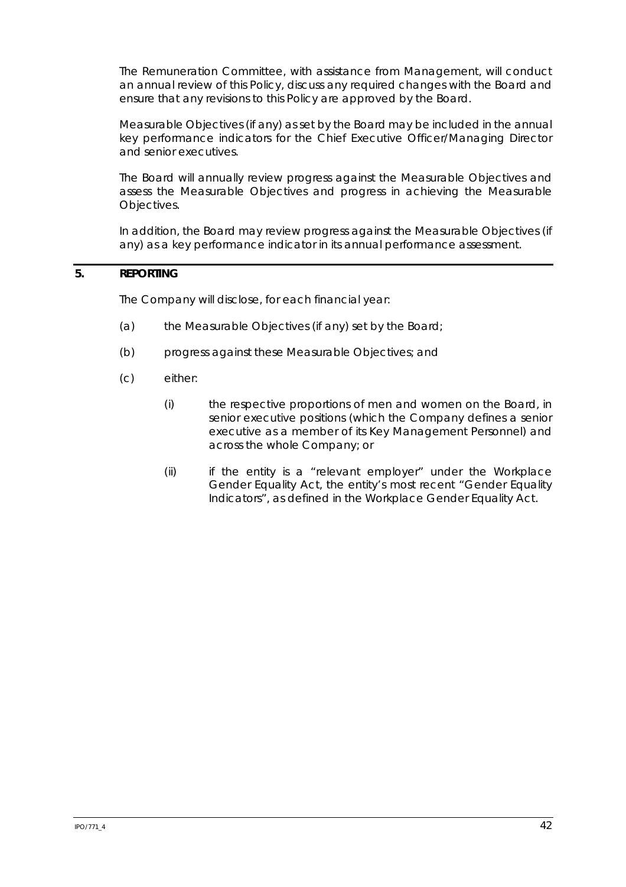The Remuneration Committee, with assistance from Management, will conduct an annual review of this Policy, discuss any required changes with the Board and ensure that any revisions to this Policy are approved by the Board.

Measurable Objectives (if any) as set by the Board may be included in the annual key performance indicators for the Chief Executive Officer/Managing Director and senior executives.

The Board will annually review progress against the Measurable Objectives and assess the Measurable Objectives and progress in achieving the Measurable Objectives.

In addition, the Board may review progress against the Measurable Objectives (if any) as a key performance indicator in its annual performance assessment.

## 5. REPORTING

The Company will disclose, for each financial year:

(a) the Measurable Objectives (if any) set by the Board;

(b) progress against these Measurable Objectives; and

(c) either:

  (i) the respective proportions of men and women on the Board, in senior executive positions (which the Company defines a senior executive as a member of its Key Management Personnel) and across the whole Company; or

  (ii) if the entity is a "relevant employer" under the Workplace Gender Equality Act, the entity's most recent "Gender Equality Indicators", as defined in the Workplace Gender Equality Act.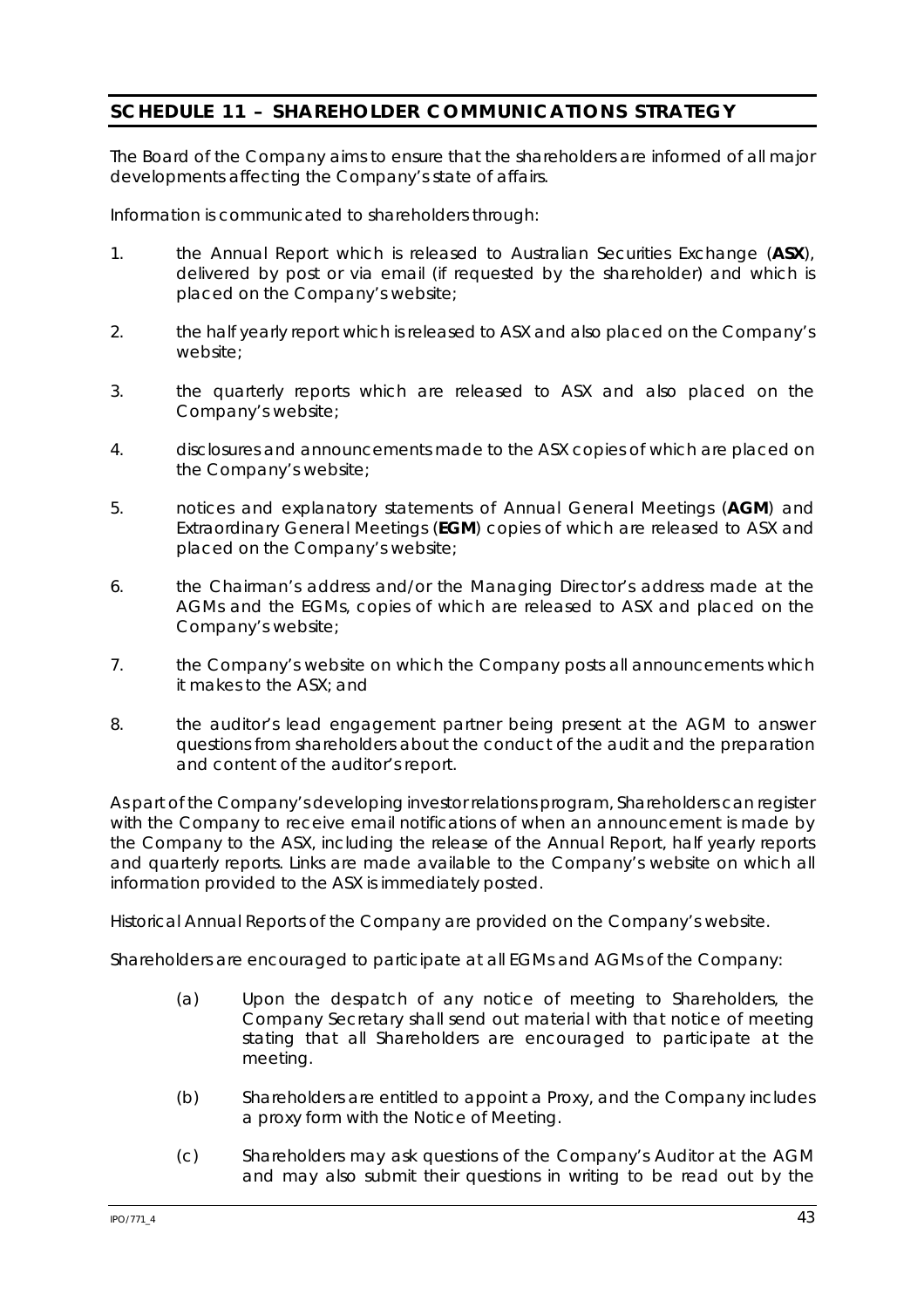## SCHEDULE 11 – SHAREHOLDER COMMUNICATIONS STRATEGY

The Board of the Company aims to ensure that the shareholders are informed of all major developments affecting the Company's state of affairs.

Information is communicated to shareholders through:

1. the Annual Report which is released to Australian Securities Exchange (**ASX**), delivered by post or via email (if requested by the shareholder) and which is placed on the Company's website;

2. the half yearly report which is released to ASX and also placed on the Company's website;

3. the quarterly reports which are released to ASX and also placed on the Company's website;

4. disclosures and announcements made to the ASX copies of which are placed on the Company's website;

5. notices and explanatory statements of Annual General Meetings (**AGM**) and Extraordinary General Meetings (**EGM**) copies of which are released to ASX and placed on the Company's website;

6. the Chairman's address and/or the Managing Director's address made at the AGMs and the EGMs, copies of which are released to ASX and placed on the Company's website;

7. the Company's website on which the Company posts all announcements which it makes to the ASX; and

8. the auditor's lead engagement partner being present at the AGM to answer questions from shareholders about the conduct of the audit and the preparation and content of the auditor's report.

As part of the Company's developing investor relations program, Shareholders can register with the Company to receive email notifications of when an announcement is made by the Company to the ASX, including the release of the Annual Report, half yearly reports and quarterly reports. Links are made available to the Company's website on which all information provided to the ASX is immediately posted.

Historical Annual Reports of the Company are provided on the Company's website.

Shareholders are encouraged to participate at all EGMs and AGMs of the Company:

(a) Upon the despatch of any notice of meeting to Shareholders, the Company Secretary shall send out material with that notice of meeting stating that all Shareholders are encouraged to participate at the meeting.

(b) Shareholders are entitled to appoint a Proxy, and the Company includes a proxy form with the Notice of Meeting.

(c) Shareholders may ask questions of the Company's Auditor at the AGM and may also submit their questions in writing to be read out by the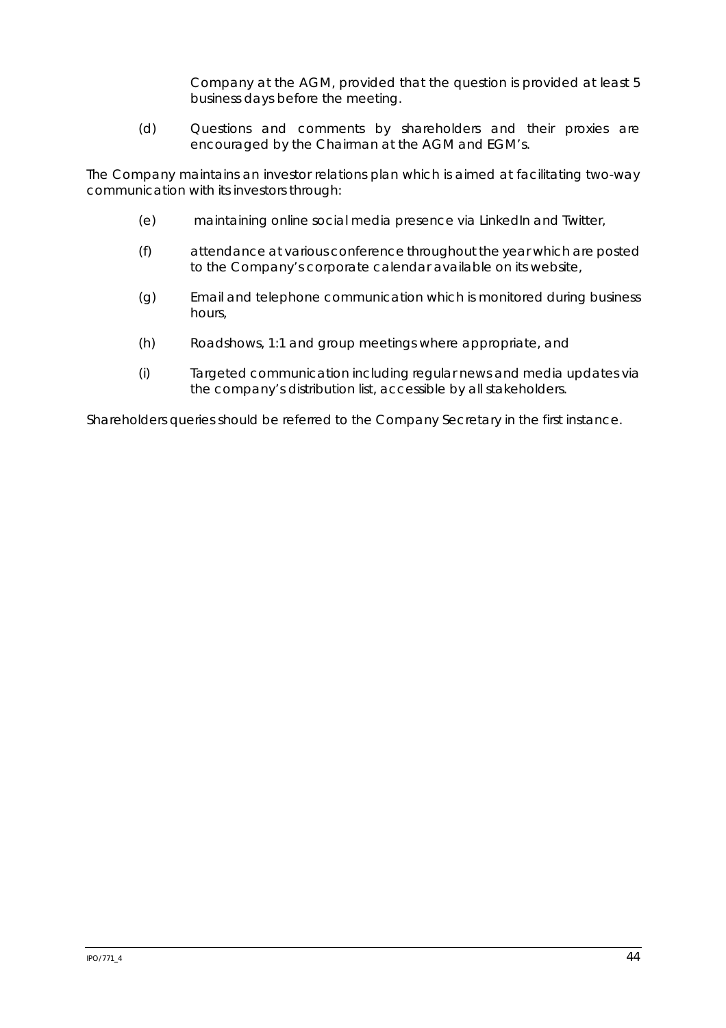Company at the AGM, provided that the question is provided at least 5 business days before the meeting.

(d) Questions and comments by shareholders and their proxies are encouraged by the Chairman at the AGM and EGM's.

The Company maintains an investor relations plan which is aimed at facilitating two-way communication with its investors through:

(e) maintaining online social media presence via LinkedIn and Twitter,

(f) attendance at various conference throughout the year which are posted to the Company's corporate calendar available on its website,

(g) Email and telephone communication which is monitored during business hours,

(h) Roadshows, 1:1 and group meetings where appropriate, and

(i) Targeted communication including regular news and media updates via the company's distribution list, accessible by all stakeholders.

Shareholders queries should be referred to the Company Secretary in the first instance.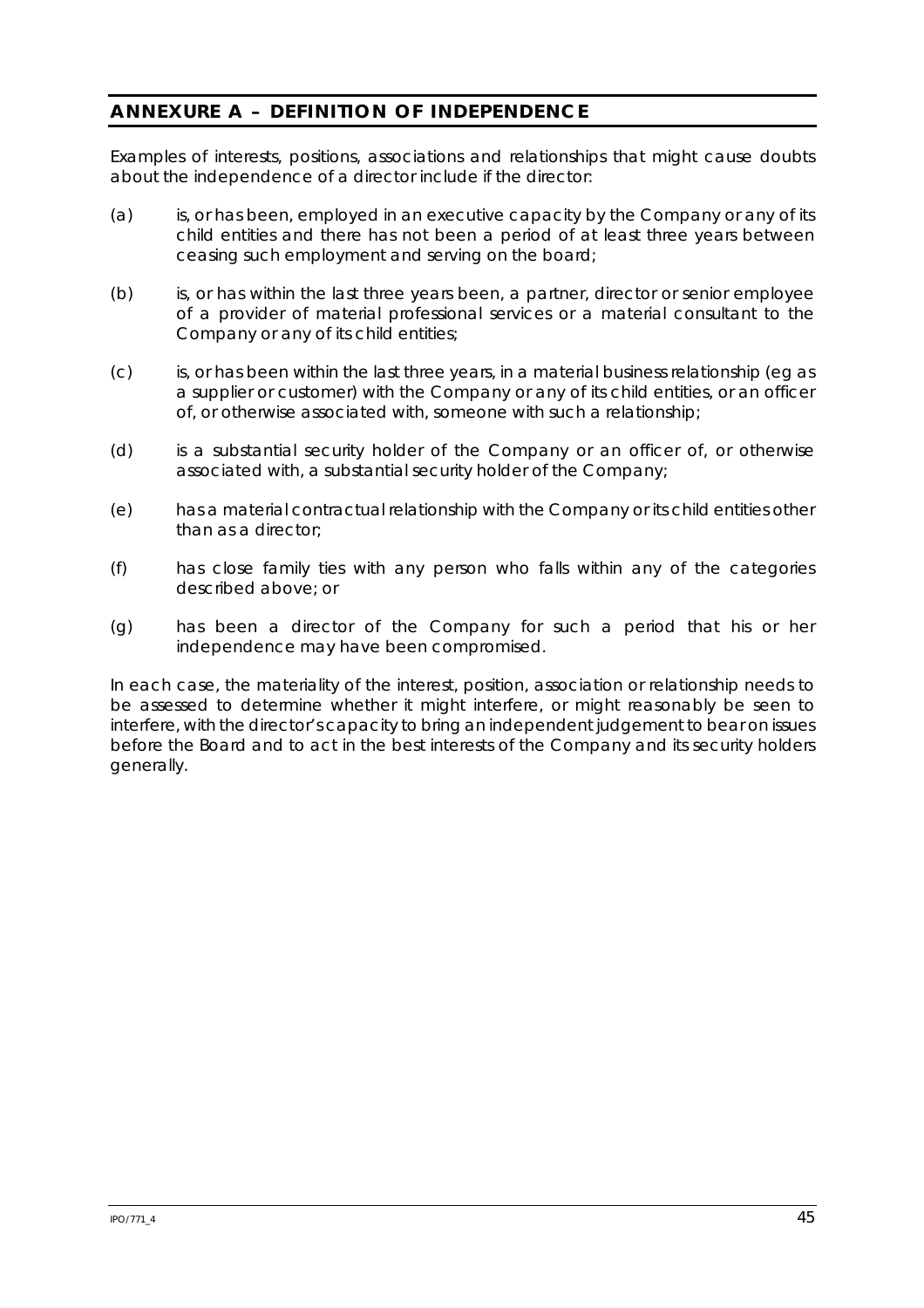## ANNEXURE A – DEFINITION OF INDEPENDENCE

Examples of interests, positions, associations and relationships that might cause doubts about the independence of a director include if the director:

(a) is, or has been, employed in an executive capacity by the Company or any of its child entities and there has not been a period of at least three years between ceasing such employment and serving on the board;

(b) is, or has within the last three years been, a partner, director or senior employee of a provider of material professional services or a material consultant to the Company or any of its child entities;

(c) is, or has been within the last three years, in a material business relationship (eg as a supplier or customer) with the Company or any of its child entities, or an officer of, or otherwise associated with, someone with such a relationship;

(d) is a substantial security holder of the Company or an officer of, or otherwise associated with, a substantial security holder of the Company;

(e) has a material contractual relationship with the Company or its child entities other than as a director;

(f) has close family ties with any person who falls within any of the categories described above; or

(g) has been a director of the Company for such a period that his or her independence may have been compromised.

In each case, the materiality of the interest, position, association or relationship needs to be assessed to determine whether it might interfere, or might reasonably be seen to interfere, with the director's capacity to bring an independent judgement to bear on issues before the Board and to act in the best interests of the Company and its security holders generally.